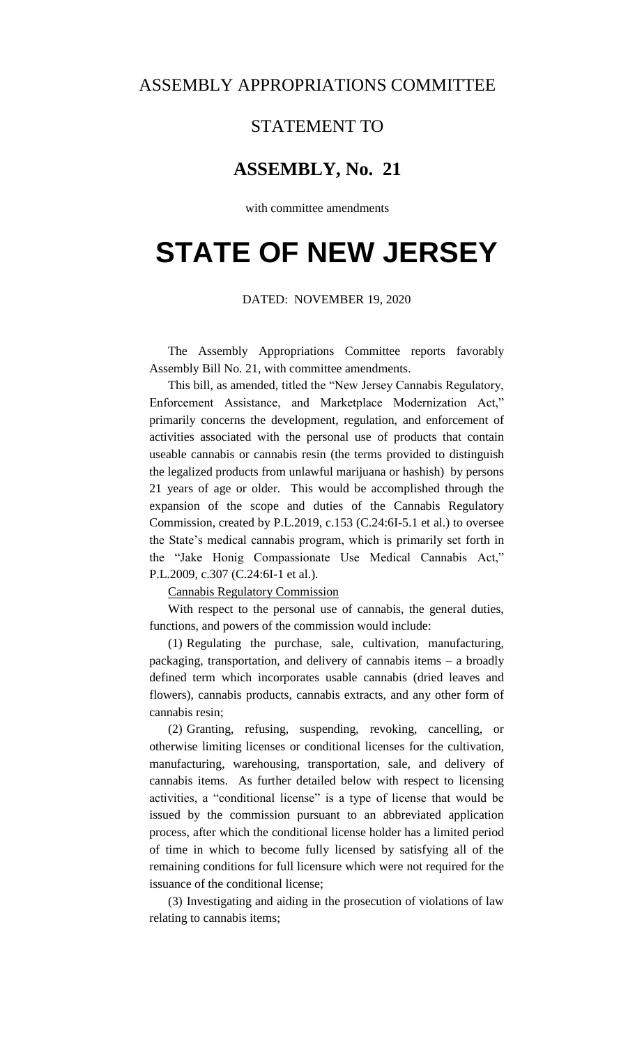ASSEMBLY APPROPRIATIONS COMMITTEE

STATEMENT TO

## ASSEMBLY, No. 21

with committee amendments

# STATE OF NEW JERSEY

DATED: NOVEMBER 19, 2020

The Assembly Appropriations Committee reports favorably Assembly Bill No. 21, with committee amendments.

This bill, as amended, titled the "New Jersey Cannabis Regulatory, Enforcement Assistance, and Marketplace Modernization Act," primarily concerns the development, regulation, and enforcement of activities associated with the personal use of products that contain useable cannabis or cannabis resin (the terms provided to distinguish the legalized products from unlawful marijuana or hashish) by persons 21 years of age or older. This would be accomplished through the expansion of the scope and duties of the Cannabis Regulatory Commission, created by P.L.2019, c.153 (C.24:6I-5.1 et al.) to oversee the State's medical cannabis program, which is primarily set forth in the "Jake Honig Compassionate Use Medical Cannabis Act," P.L.2009, c.307 (C.24:6I-1 et al.).

Cannabis Regulatory Commission

With respect to the personal use of cannabis, the general duties, functions, and powers of the commission would include:

(1) Regulating the purchase, sale, cultivation, manufacturing, packaging, transportation, and delivery of cannabis items – a broadly defined term which incorporates usable cannabis (dried leaves and flowers), cannabis products, cannabis extracts, and any other form of cannabis resin;

(2) Granting, refusing, suspending, revoking, cancelling, or otherwise limiting licenses or conditional licenses for the cultivation, manufacturing, warehousing, transportation, sale, and delivery of cannabis items. As further detailed below with respect to licensing activities, a "conditional license" is a type of license that would be issued by the commission pursuant to an abbreviated application process, after which the conditional license holder has a limited period of time in which to become fully licensed by satisfying all of the remaining conditions for full licensure which were not required for the issuance of the conditional license;

(3) Investigating and aiding in the prosecution of violations of law relating to cannabis items;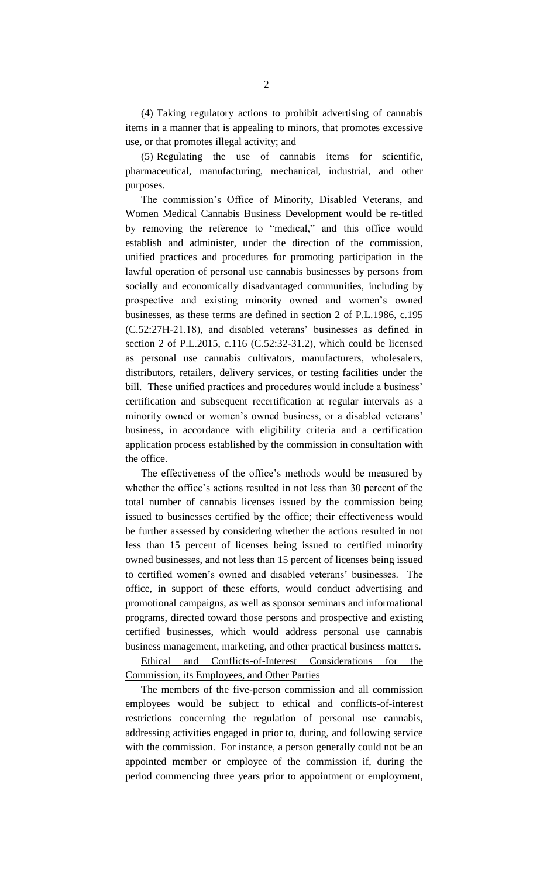(4) Taking regulatory actions to prohibit advertising of cannabis items in a manner that is appealing to minors, that promotes excessive use, or that promotes illegal activity; and

(5) Regulating the use of cannabis items for scientific, pharmaceutical, manufacturing, mechanical, industrial, and other purposes.

The commission's Office of Minority, Disabled Veterans, and Women Medical Cannabis Business Development would be re-titled by removing the reference to "medical," and this office would establish and administer, under the direction of the commission, unified practices and procedures for promoting participation in the lawful operation of personal use cannabis businesses by persons from socially and economically disadvantaged communities, including by prospective and existing minority owned and women's owned businesses, as these terms are defined in section 2 of P.L.1986, c.195 (C.52:27H-21.18), and disabled veterans' businesses as defined in section 2 of P.L.2015, c.116 (C.52:32-31.2), which could be licensed as personal use cannabis cultivators, manufacturers, wholesalers, distributors, retailers, delivery services, or testing facilities under the bill. These unified practices and procedures would include a business' certification and subsequent recertification at regular intervals as a minority owned or women's owned business, or a disabled veterans' business, in accordance with eligibility criteria and a certification application process established by the commission in consultation with the office.

The effectiveness of the office's methods would be measured by whether the office's actions resulted in not less than 30 percent of the total number of cannabis licenses issued by the commission being issued to businesses certified by the office; their effectiveness would be further assessed by considering whether the actions resulted in not less than 15 percent of licenses being issued to certified minority owned businesses, and not less than 15 percent of licenses being issued to certified women's owned and disabled veterans' businesses. The office, in support of these efforts, would conduct advertising and promotional campaigns, as well as sponsor seminars and informational programs, directed toward those persons and prospective and existing certified businesses, which would address personal use cannabis business management, marketing, and other practical business matters.

Ethical and Conflicts-of-Interest Considerations for the Commission, its Employees, and Other Parties

The members of the five-person commission and all commission employees would be subject to ethical and conflicts-of-interest restrictions concerning the regulation of personal use cannabis, addressing activities engaged in prior to, during, and following service with the commission. For instance, a person generally could not be an appointed member or employee of the commission if, during the period commencing three years prior to appointment or employment,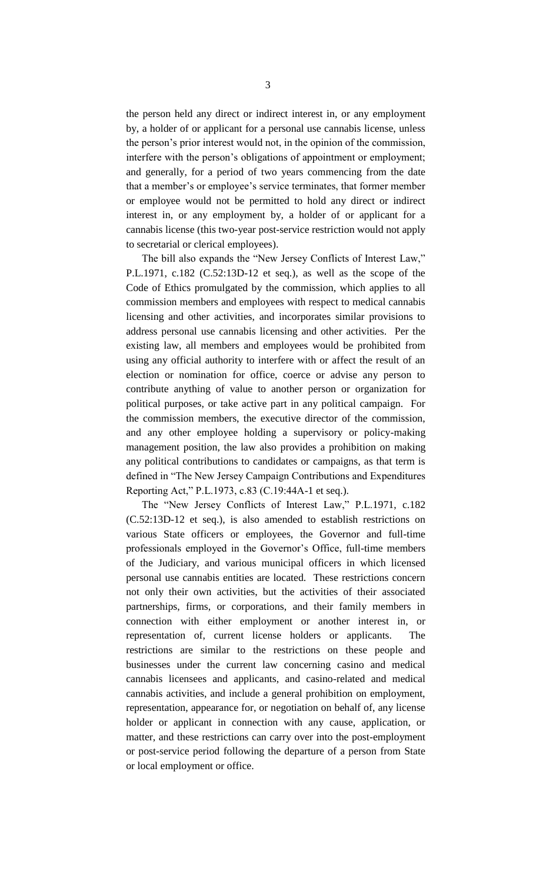the person held any direct or indirect interest in, or any employment by, a holder of or applicant for a personal use cannabis license, unless the person's prior interest would not, in the opinion of the commission, interfere with the person's obligations of appointment or employment; and generally, for a period of two years commencing from the date that a member's or employee's service terminates, that former member or employee would not be permitted to hold any direct or indirect interest in, or any employment by, a holder of or applicant for a cannabis license (this two-year post-service restriction would not apply to secretarial or clerical employees).

The bill also expands the "New Jersey Conflicts of Interest Law," P.L.1971, c.182 (C.52:13D-12 et seq.), as well as the scope of the Code of Ethics promulgated by the commission, which applies to all commission members and employees with respect to medical cannabis licensing and other activities, and incorporates similar provisions to address personal use cannabis licensing and other activities. Per the existing law, all members and employees would be prohibited from using any official authority to interfere with or affect the result of an election or nomination for office, coerce or advise any person to contribute anything of value to another person or organization for political purposes, or take active part in any political campaign. For the commission members, the executive director of the commission, and any other employee holding a supervisory or policy-making management position, the law also provides a prohibition on making any political contributions to candidates or campaigns, as that term is defined in "The New Jersey Campaign Contributions and Expenditures Reporting Act," P.L.1973, c.83 (C.19:44A-1 et seq.).

The "New Jersey Conflicts of Interest Law," P.L.1971, c.182 (C.52:13D-12 et seq.), is also amended to establish restrictions on various State officers or employees, the Governor and full-time professionals employed in the Governor's Office, full-time members of the Judiciary, and various municipal officers in which licensed personal use cannabis entities are located. These restrictions concern not only their own activities, but the activities of their associated partnerships, firms, or corporations, and their family members in connection with either employment or another interest in, or representation of, current license holders or applicants. The restrictions are similar to the restrictions on these people and businesses under the current law concerning casino and medical cannabis licensees and applicants, and casino-related and medical cannabis activities, and include a general prohibition on employment, representation, appearance for, or negotiation on behalf of, any license holder or applicant in connection with any cause, application, or matter, and these restrictions can carry over into the post-employment or post-service period following the departure of a person from State or local employment or office.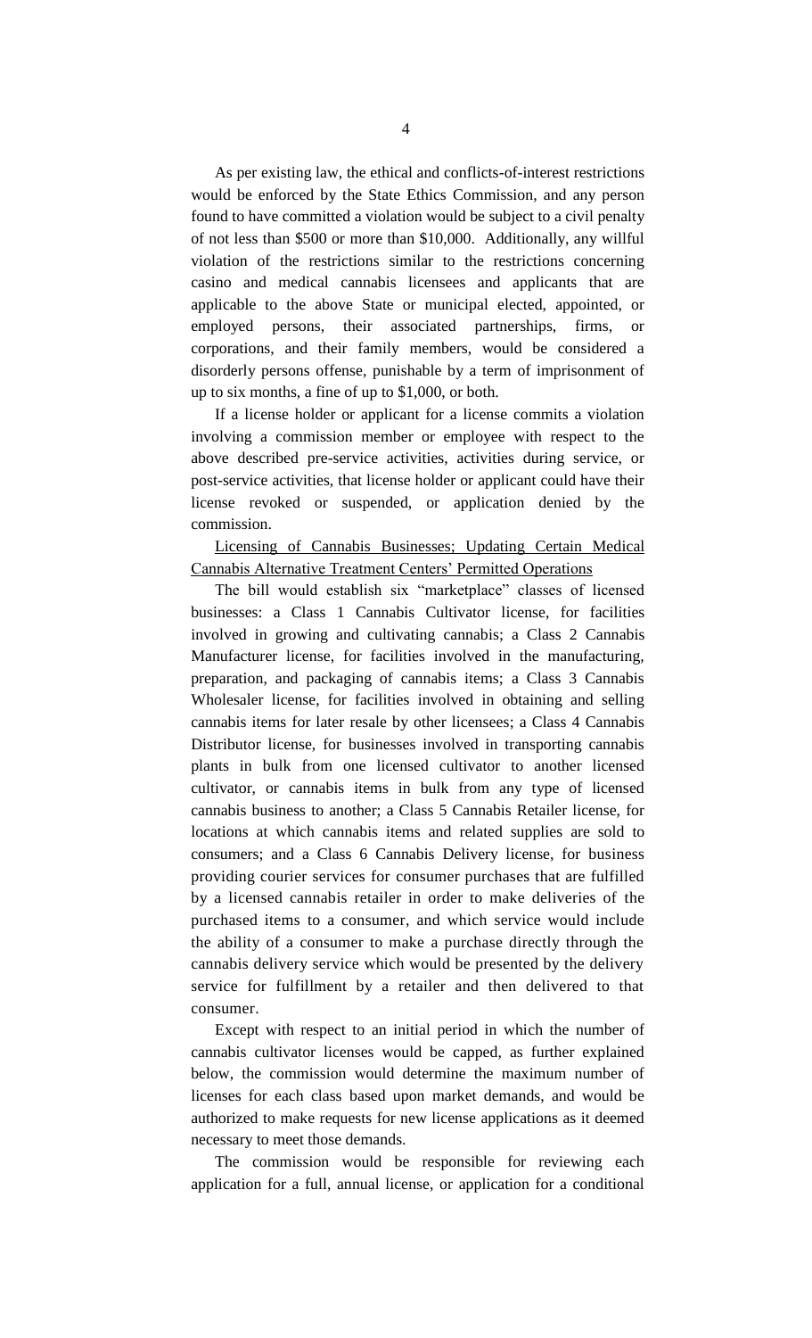As per existing law, the ethical and conflicts-of-interest restrictions would be enforced by the State Ethics Commission, and any person found to have committed a violation would be subject to a civil penalty of not less than $500 or more than $10,000. Additionally, any willful violation of the restrictions similar to the restrictions concerning casino and medical cannabis licensees and applicants that are applicable to the above State or municipal elected, appointed, or employed persons, their associated partnerships, firms, or corporations, and their family members, would be considered a disorderly persons offense, punishable by a term of imprisonment of up to six months, a fine of up to $1,000, or both.

If a license holder or applicant for a license commits a violation involving a commission member or employee with respect to the above described pre-service activities, activities during service, or post-service activities, that license holder or applicant could have their license revoked or suspended, or application denied by the commission.

<u>Licensing of Cannabis Businesses; Updating Certain Medical Cannabis Alternative Treatment Centers' Permitted Operations</u>

The bill would establish six "marketplace" classes of licensed businesses: a Class 1 Cannabis Cultivator license, for facilities involved in growing and cultivating cannabis; a Class 2 Cannabis Manufacturer license, for facilities involved in the manufacturing, preparation, and packaging of cannabis items; a Class 3 Cannabis Wholesaler license, for facilities involved in obtaining and selling cannabis items for later resale by other licensees; a Class 4 Cannabis Distributor license, for businesses involved in transporting cannabis plants in bulk from one licensed cultivator to another licensed cultivator, or cannabis items in bulk from any type of licensed cannabis business to another; a Class 5 Cannabis Retailer license, for locations at which cannabis items and related supplies are sold to consumers; and a Class 6 Cannabis Delivery license, for business providing courier services for consumer purchases that are fulfilled by a licensed cannabis retailer in order to make deliveries of the purchased items to a consumer, and which service would include the ability of a consumer to make a purchase directly through the cannabis delivery service which would be presented by the delivery service for fulfillment by a retailer and then delivered to that consumer.

Except with respect to an initial period in which the number of cannabis cultivator licenses would be capped, as further explained below, the commission would determine the maximum number of licenses for each class based upon market demands, and would be authorized to make requests for new license applications as it deemed necessary to meet those demands.

The commission would be responsible for reviewing each application for a full, annual license, or application for a conditional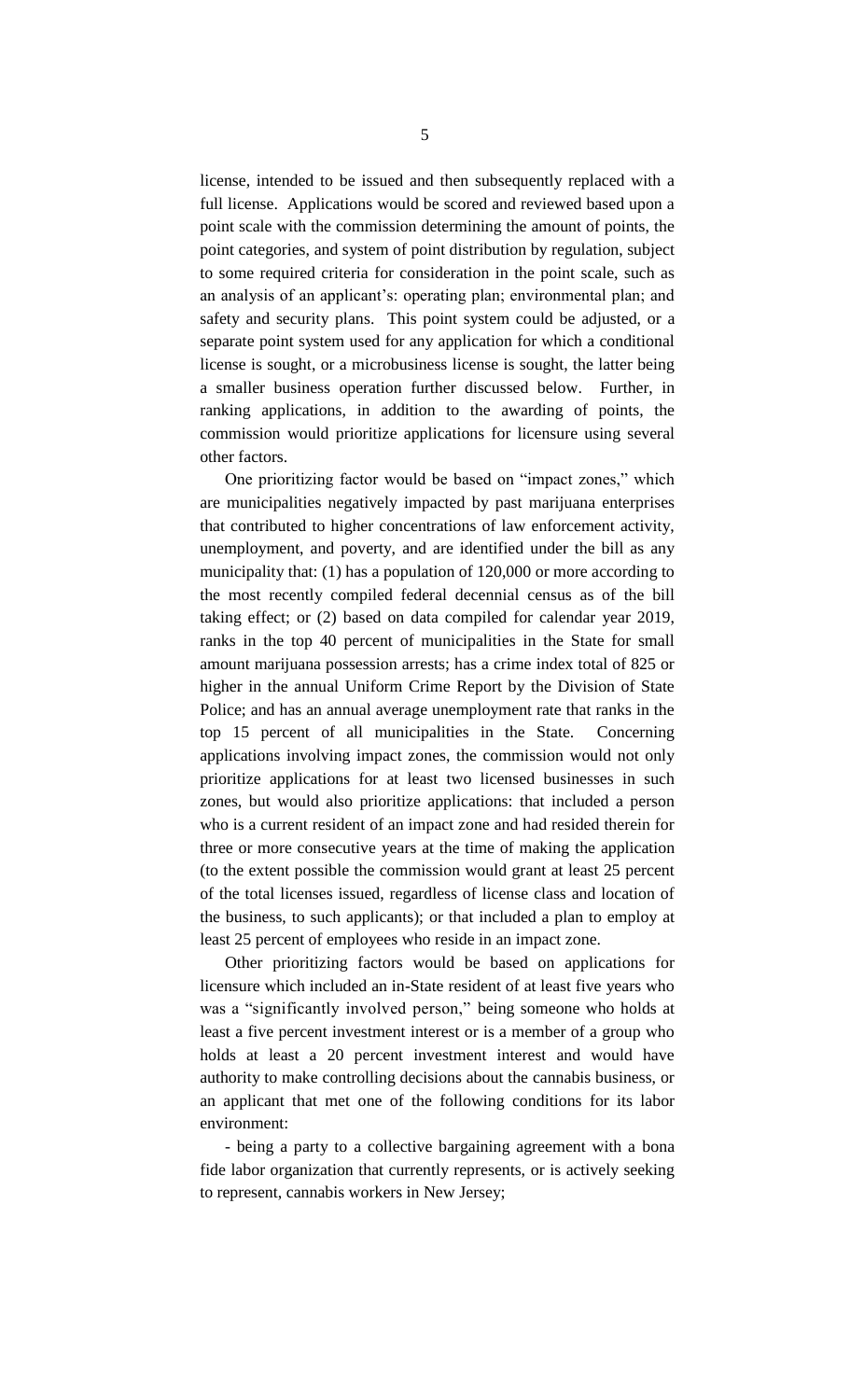license, intended to be issued and then subsequently replaced with a full license. Applications would be scored and reviewed based upon a point scale with the commission determining the amount of points, the point categories, and system of point distribution by regulation, subject to some required criteria for consideration in the point scale, such as an analysis of an applicant's: operating plan; environmental plan; and safety and security plans. This point system could be adjusted, or a separate point system used for any application for which a conditional license is sought, or a microbusiness license is sought, the latter being a smaller business operation further discussed below. Further, in ranking applications, in addition to the awarding of points, the commission would prioritize applications for licensure using several other factors.

One prioritizing factor would be based on "impact zones," which are municipalities negatively impacted by past marijuana enterprises that contributed to higher concentrations of law enforcement activity, unemployment, and poverty, and are identified under the bill as any municipality that: (1) has a population of 120,000 or more according to the most recently compiled federal decennial census as of the bill taking effect; or (2) based on data compiled for calendar year 2019, ranks in the top 40 percent of municipalities in the State for small amount marijuana possession arrests; has a crime index total of 825 or higher in the annual Uniform Crime Report by the Division of State Police; and has an annual average unemployment rate that ranks in the top 15 percent of all municipalities in the State. Concerning applications involving impact zones, the commission would not only prioritize applications for at least two licensed businesses in such zones, but would also prioritize applications: that included a person who is a current resident of an impact zone and had resided therein for three or more consecutive years at the time of making the application (to the extent possible the commission would grant at least 25 percent of the total licenses issued, regardless of license class and location of the business, to such applicants); or that included a plan to employ at least 25 percent of employees who reside in an impact zone.

Other prioritizing factors would be based on applications for licensure which included an in-State resident of at least five years who was a "significantly involved person," being someone who holds at least a five percent investment interest or is a member of a group who holds at least a 20 percent investment interest and would have authority to make controlling decisions about the cannabis business, or an applicant that met one of the following conditions for its labor environment:

- being a party to a collective bargaining agreement with a bona fide labor organization that currently represents, or is actively seeking to represent, cannabis workers in New Jersey;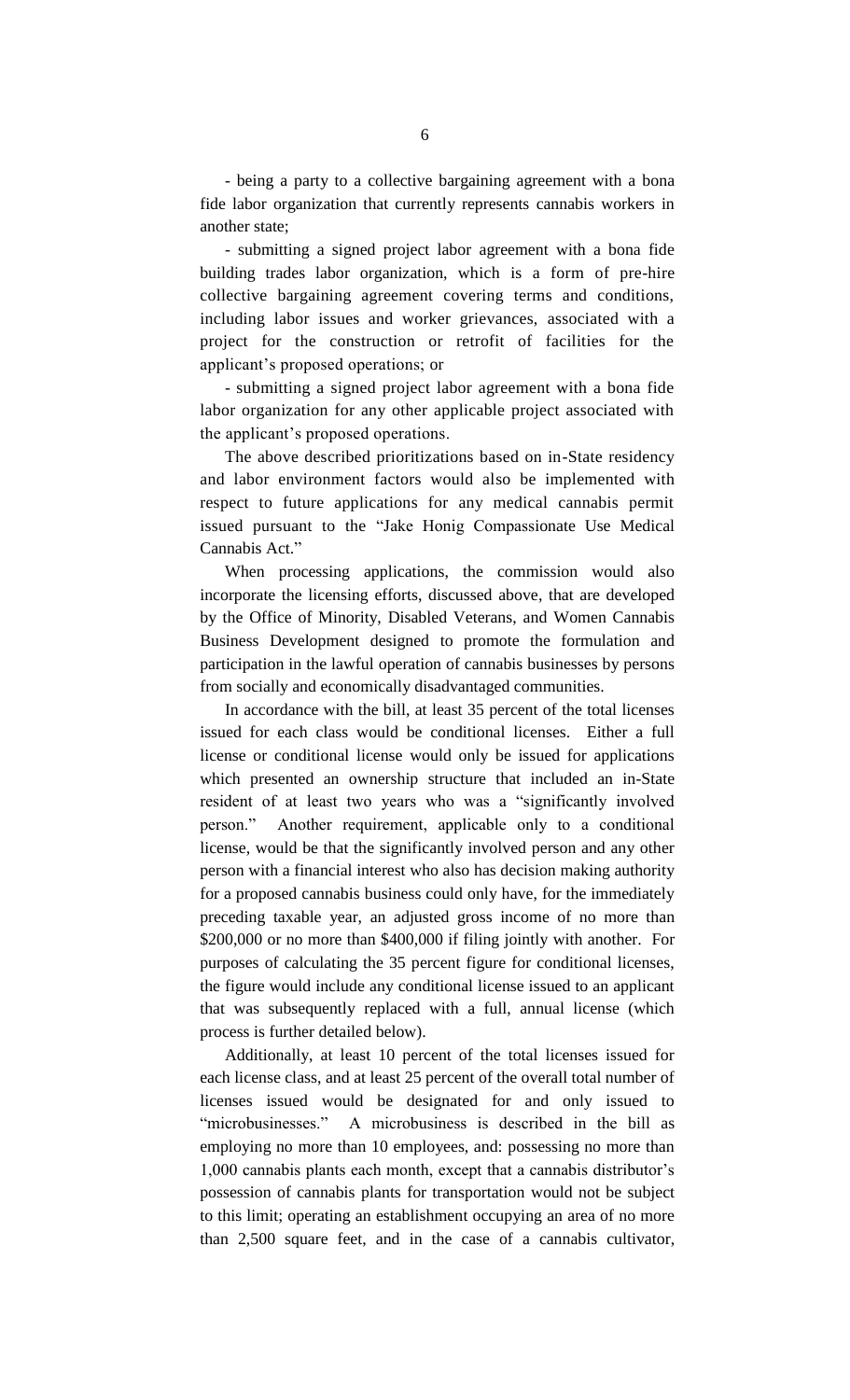- being a party to a collective bargaining agreement with a bona fide labor organization that currently represents cannabis workers in another state;

- submitting a signed project labor agreement with a bona fide building trades labor organization, which is a form of pre-hire collective bargaining agreement covering terms and conditions, including labor issues and worker grievances, associated with a project for the construction or retrofit of facilities for the applicant's proposed operations; or

- submitting a signed project labor agreement with a bona fide labor organization for any other applicable project associated with the applicant's proposed operations.

The above described prioritizations based on in-State residency and labor environment factors would also be implemented with respect to future applications for any medical cannabis permit issued pursuant to the "Jake Honig Compassionate Use Medical Cannabis Act."

When processing applications, the commission would also incorporate the licensing efforts, discussed above, that are developed by the Office of Minority, Disabled Veterans, and Women Cannabis Business Development designed to promote the formulation and participation in the lawful operation of cannabis businesses by persons from socially and economically disadvantaged communities.

In accordance with the bill, at least 35 percent of the total licenses issued for each class would be conditional licenses. Either a full license or conditional license would only be issued for applications which presented an ownership structure that included an in-State resident of at least two years who was a "significantly involved person." Another requirement, applicable only to a conditional license, would be that the significantly involved person and any other person with a financial interest who also has decision making authority for a proposed cannabis business could only have, for the immediately preceding taxable year, an adjusted gross income of no more than $200,000 or no more than $400,000 if filing jointly with another. For purposes of calculating the 35 percent figure for conditional licenses, the figure would include any conditional license issued to an applicant that was subsequently replaced with a full, annual license (which process is further detailed below).

Additionally, at least 10 percent of the total licenses issued for each license class, and at least 25 percent of the overall total number of licenses issued would be designated for and only issued to "microbusinesses." A microbusiness is described in the bill as employing no more than 10 employees, and: possessing no more than 1,000 cannabis plants each month, except that a cannabis distributor's possession of cannabis plants for transportation would not be subject to this limit; operating an establishment occupying an area of no more than 2,500 square feet, and in the case of a cannabis cultivator,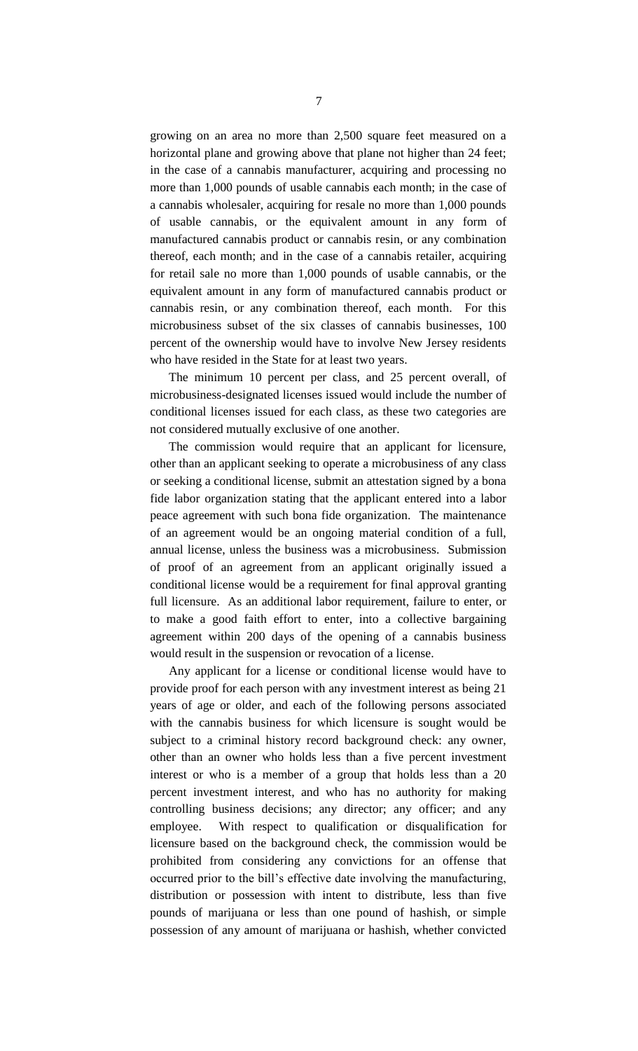growing on an area no more than 2,500 square feet measured on a horizontal plane and growing above that plane not higher than 24 feet; in the case of a cannabis manufacturer, acquiring and processing no more than 1,000 pounds of usable cannabis each month; in the case of a cannabis wholesaler, acquiring for resale no more than 1,000 pounds of usable cannabis, or the equivalent amount in any form of manufactured cannabis product or cannabis resin, or any combination thereof, each month; and in the case of a cannabis retailer, acquiring for retail sale no more than 1,000 pounds of usable cannabis, or the equivalent amount in any form of manufactured cannabis product or cannabis resin, or any combination thereof, each month. For this microbusiness subset of the six classes of cannabis businesses, 100 percent of the ownership would have to involve New Jersey residents who have resided in the State for at least two years.

The minimum 10 percent per class, and 25 percent overall, of microbusiness-designated licenses issued would include the number of conditional licenses issued for each class, as these two categories are not considered mutually exclusive of one another.

The commission would require that an applicant for licensure, other than an applicant seeking to operate a microbusiness of any class or seeking a conditional license, submit an attestation signed by a bona fide labor organization stating that the applicant entered into a labor peace agreement with such bona fide organization. The maintenance of an agreement would be an ongoing material condition of a full, annual license, unless the business was a microbusiness. Submission of proof of an agreement from an applicant originally issued a conditional license would be a requirement for final approval granting full licensure. As an additional labor requirement, failure to enter, or to make a good faith effort to enter, into a collective bargaining agreement within 200 days of the opening of a cannabis business would result in the suspension or revocation of a license.

Any applicant for a license or conditional license would have to provide proof for each person with any investment interest as being 21 years of age or older, and each of the following persons associated with the cannabis business for which licensure is sought would be subject to a criminal history record background check: any owner, other than an owner who holds less than a five percent investment interest or who is a member of a group that holds less than a 20 percent investment interest, and who has no authority for making controlling business decisions; any director; any officer; and any employee. With respect to qualification or disqualification for licensure based on the background check, the commission would be prohibited from considering any convictions for an offense that occurred prior to the bill's effective date involving the manufacturing, distribution or possession with intent to distribute, less than five pounds of marijuana or less than one pound of hashish, or simple possession of any amount of marijuana or hashish, whether convicted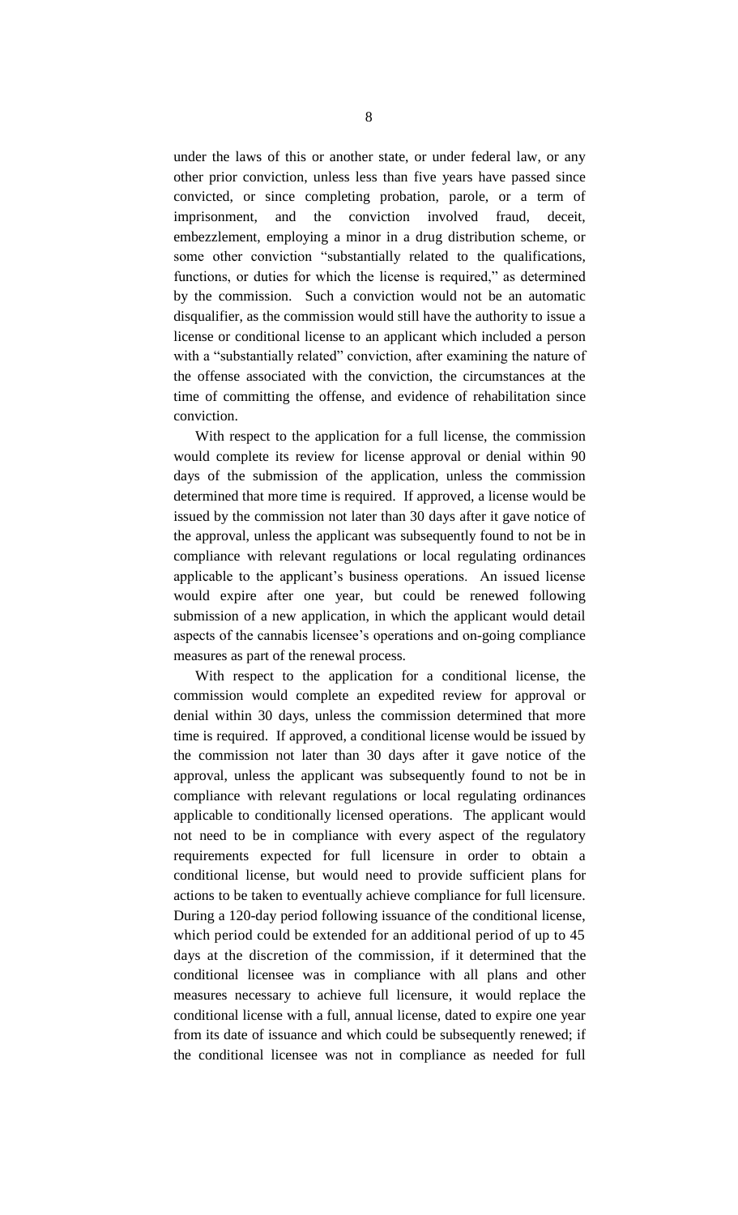under the laws of this or another state, or under federal law, or any other prior conviction, unless less than five years have passed since convicted, or since completing probation, parole, or a term of imprisonment, and the conviction involved fraud, deceit, embezzlement, employing a minor in a drug distribution scheme, or some other conviction "substantially related to the qualifications, functions, or duties for which the license is required," as determined by the commission. Such a conviction would not be an automatic disqualifier, as the commission would still have the authority to issue a license or conditional license to an applicant which included a person with a "substantially related" conviction, after examining the nature of the offense associated with the conviction, the circumstances at the time of committing the offense, and evidence of rehabilitation since conviction.

With respect to the application for a full license, the commission would complete its review for license approval or denial within 90 days of the submission of the application, unless the commission determined that more time is required. If approved, a license would be issued by the commission not later than 30 days after it gave notice of the approval, unless the applicant was subsequently found to not be in compliance with relevant regulations or local regulating ordinances applicable to the applicant's business operations. An issued license would expire after one year, but could be renewed following submission of a new application, in which the applicant would detail aspects of the cannabis licensee's operations and on-going compliance measures as part of the renewal process.

With respect to the application for a conditional license, the commission would complete an expedited review for approval or denial within 30 days, unless the commission determined that more time is required. If approved, a conditional license would be issued by the commission not later than 30 days after it gave notice of the approval, unless the applicant was subsequently found to not be in compliance with relevant regulations or local regulating ordinances applicable to conditionally licensed operations. The applicant would not need to be in compliance with every aspect of the regulatory requirements expected for full licensure in order to obtain a conditional license, but would need to provide sufficient plans for actions to be taken to eventually achieve compliance for full licensure. During a 120-day period following issuance of the conditional license, which period could be extended for an additional period of up to 45 days at the discretion of the commission, if it determined that the conditional licensee was in compliance with all plans and other measures necessary to achieve full licensure, it would replace the conditional license with a full, annual license, dated to expire one year from its date of issuance and which could be subsequently renewed; if the conditional licensee was not in compliance as needed for full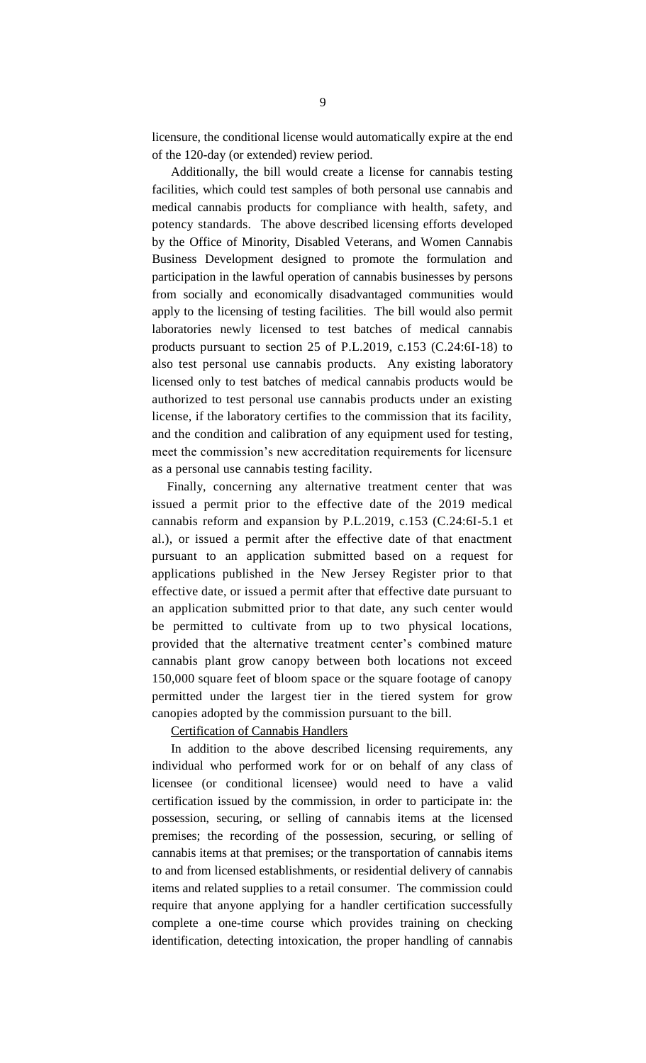licensure, the conditional license would automatically expire at the end of the 120-day (or extended) review period.

Additionally, the bill would create a license for cannabis testing facilities, which could test samples of both personal use cannabis and medical cannabis products for compliance with health, safety, and potency standards. The above described licensing efforts developed by the Office of Minority, Disabled Veterans, and Women Cannabis Business Development designed to promote the formulation and participation in the lawful operation of cannabis businesses by persons from socially and economically disadvantaged communities would apply to the licensing of testing facilities. The bill would also permit laboratories newly licensed to test batches of medical cannabis products pursuant to section 25 of P.L.2019, c.153 (C.24:6I-18) to also test personal use cannabis products. Any existing laboratory licensed only to test batches of medical cannabis products would be authorized to test personal use cannabis products under an existing license, if the laboratory certifies to the commission that its facility, and the condition and calibration of any equipment used for testing, meet the commission's new accreditation requirements for licensure as a personal use cannabis testing facility.

Finally, concerning any alternative treatment center that was issued a permit prior to the effective date of the 2019 medical cannabis reform and expansion by P.L.2019, c.153 (C.24:6I-5.1 et al.), or issued a permit after the effective date of that enactment pursuant to an application submitted based on a request for applications published in the New Jersey Register prior to that effective date, or issued a permit after that effective date pursuant to an application submitted prior to that date, any such center would be permitted to cultivate from up to two physical locations, provided that the alternative treatment center's combined mature cannabis plant grow canopy between both locations not exceed 150,000 square feet of bloom space or the square footage of canopy permitted under the largest tier in the tiered system for grow canopies adopted by the commission pursuant to the bill.

Certification of Cannabis Handlers

In addition to the above described licensing requirements, any individual who performed work for or on behalf of any class of licensee (or conditional licensee) would need to have a valid certification issued by the commission, in order to participate in: the possession, securing, or selling of cannabis items at the licensed premises; the recording of the possession, securing, or selling of cannabis items at that premises; or the transportation of cannabis items to and from licensed establishments, or residential delivery of cannabis items and related supplies to a retail consumer. The commission could require that anyone applying for a handler certification successfully complete a one-time course which provides training on checking identification, detecting intoxication, the proper handling of cannabis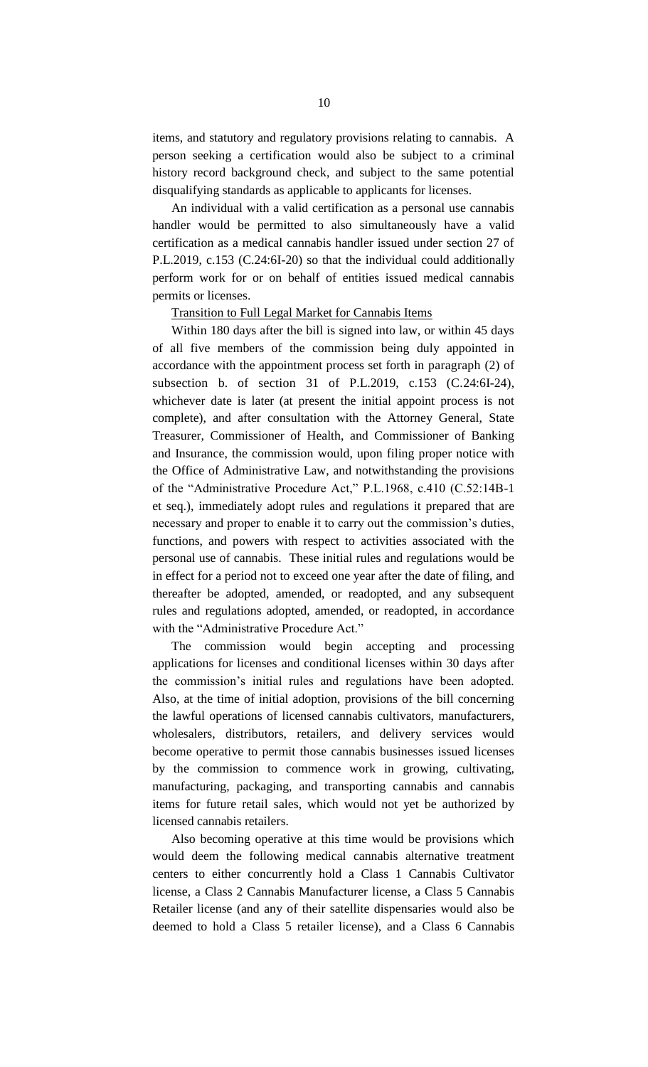items, and statutory and regulatory provisions relating to cannabis. A person seeking a certification would also be subject to a criminal history record background check, and subject to the same potential disqualifying standards as applicable to applicants for licenses.

An individual with a valid certification as a personal use cannabis handler would be permitted to also simultaneously have a valid certification as a medical cannabis handler issued under section 27 of P.L.2019, c.153 (C.24:6I-20) so that the individual could additionally perform work for or on behalf of entities issued medical cannabis permits or licenses.

Transition to Full Legal Market for Cannabis Items

Within 180 days after the bill is signed into law, or within 45 days of all five members of the commission being duly appointed in accordance with the appointment process set forth in paragraph (2) of subsection b. of section 31 of P.L.2019, c.153 (C.24:6I-24), whichever date is later (at present the initial appoint process is not complete), and after consultation with the Attorney General, State Treasurer, Commissioner of Health, and Commissioner of Banking and Insurance, the commission would, upon filing proper notice with the Office of Administrative Law, and notwithstanding the provisions of the "Administrative Procedure Act," P.L.1968, c.410 (C.52:14B-1 et seq.), immediately adopt rules and regulations it prepared that are necessary and proper to enable it to carry out the commission's duties, functions, and powers with respect to activities associated with the personal use of cannabis. These initial rules and regulations would be in effect for a period not to exceed one year after the date of filing, and thereafter be adopted, amended, or readopted, and any subsequent rules and regulations adopted, amended, or readopted, in accordance with the "Administrative Procedure Act."

The commission would begin accepting and processing applications for licenses and conditional licenses within 30 days after the commission's initial rules and regulations have been adopted. Also, at the time of initial adoption, provisions of the bill concerning the lawful operations of licensed cannabis cultivators, manufacturers, wholesalers, distributors, retailers, and delivery services would become operative to permit those cannabis businesses issued licenses by the commission to commence work in growing, cultivating, manufacturing, packaging, and transporting cannabis and cannabis items for future retail sales, which would not yet be authorized by licensed cannabis retailers.

Also becoming operative at this time would be provisions which would deem the following medical cannabis alternative treatment centers to either concurrently hold a Class 1 Cannabis Cultivator license, a Class 2 Cannabis Manufacturer license, a Class 5 Cannabis Retailer license (and any of their satellite dispensaries would also be deemed to hold a Class 5 retailer license), and a Class 6 Cannabis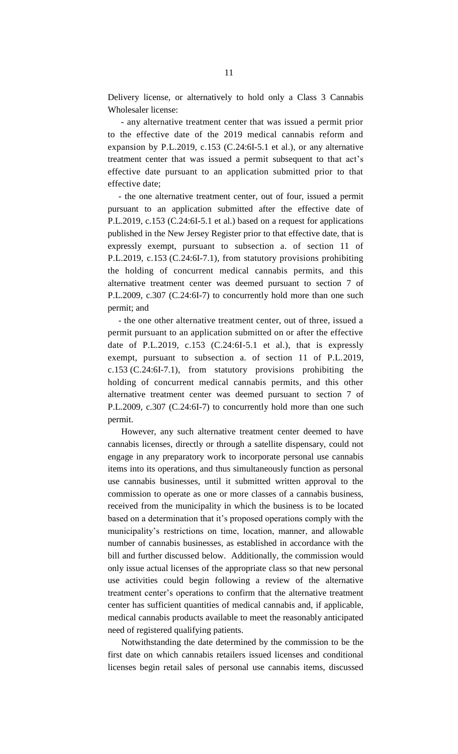Delivery license, or alternatively to hold only a Class 3 Cannabis Wholesaler license:

- any alternative treatment center that was issued a permit prior to the effective date of the 2019 medical cannabis reform and expansion by P.L.2019, c.153 (C.24:6I-5.1 et al.), or any alternative treatment center that was issued a permit subsequent to that act's effective date pursuant to an application submitted prior to that effective date;

- the one alternative treatment center, out of four, issued a permit pursuant to an application submitted after the effective date of P.L.2019, c.153 (C.24:6I-5.1 et al.) based on a request for applications published in the New Jersey Register prior to that effective date, that is expressly exempt, pursuant to subsection a. of section 11 of P.L.2019, c.153 (C.24:6I-7.1), from statutory provisions prohibiting the holding of concurrent medical cannabis permits, and this alternative treatment center was deemed pursuant to section 7 of P.L.2009, c.307 (C.24:6I-7) to concurrently hold more than one such permit; and

- the one other alternative treatment center, out of three, issued a permit pursuant to an application submitted on or after the effective date of P.L.2019, c.153 (C.24:6I-5.1 et al.), that is expressly exempt, pursuant to subsection a. of section 11 of P.L.2019, c.153 (C.24:6I-7.1), from statutory provisions prohibiting the holding of concurrent medical cannabis permits, and this other alternative treatment center was deemed pursuant to section 7 of P.L.2009, c.307 (C.24:6I-7) to concurrently hold more than one such permit.

However, any such alternative treatment center deemed to have cannabis licenses, directly or through a satellite dispensary, could not engage in any preparatory work to incorporate personal use cannabis items into its operations, and thus simultaneously function as personal use cannabis businesses, until it submitted written approval to the commission to operate as one or more classes of a cannabis business, received from the municipality in which the business is to be located based on a determination that it's proposed operations comply with the municipality's restrictions on time, location, manner, and allowable number of cannabis businesses, as established in accordance with the bill and further discussed below. Additionally, the commission would only issue actual licenses of the appropriate class so that new personal use activities could begin following a review of the alternative treatment center's operations to confirm that the alternative treatment center has sufficient quantities of medical cannabis and, if applicable, medical cannabis products available to meet the reasonably anticipated need of registered qualifying patients.

Notwithstanding the date determined by the commission to be the first date on which cannabis retailers issued licenses and conditional licenses begin retail sales of personal use cannabis items, discussed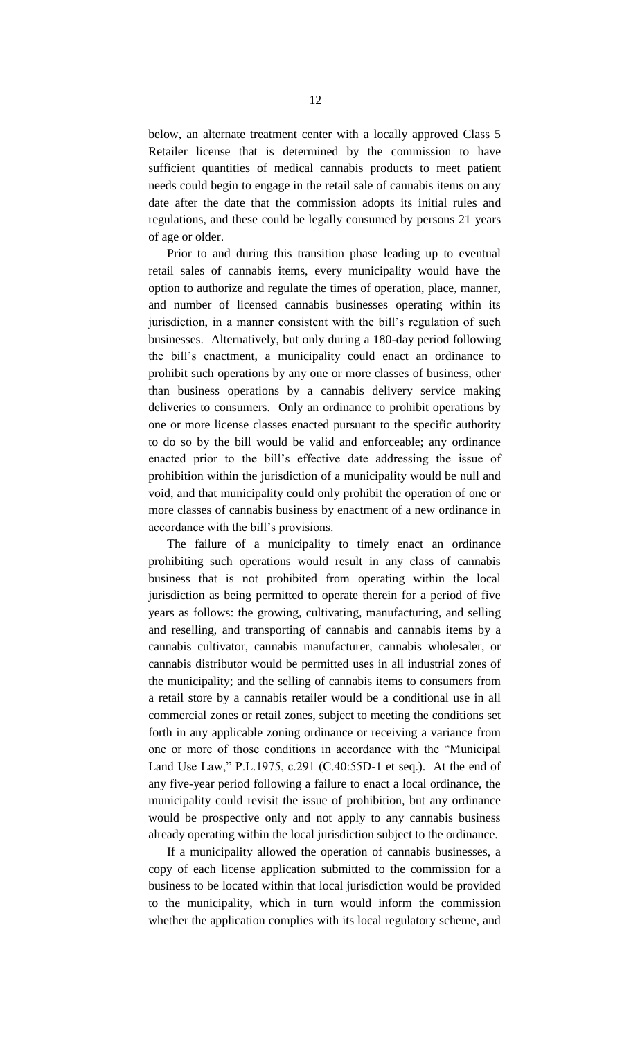below, an alternate treatment center with a locally approved Class 5 Retailer license that is determined by the commission to have sufficient quantities of medical cannabis products to meet patient needs could begin to engage in the retail sale of cannabis items on any date after the date that the commission adopts its initial rules and regulations, and these could be legally consumed by persons 21 years of age or older.

Prior to and during this transition phase leading up to eventual retail sales of cannabis items, every municipality would have the option to authorize and regulate the times of operation, place, manner, and number of licensed cannabis businesses operating within its jurisdiction, in a manner consistent with the bill's regulation of such businesses. Alternatively, but only during a 180-day period following the bill's enactment, a municipality could enact an ordinance to prohibit such operations by any one or more classes of business, other than business operations by a cannabis delivery service making deliveries to consumers. Only an ordinance to prohibit operations by one or more license classes enacted pursuant to the specific authority to do so by the bill would be valid and enforceable; any ordinance enacted prior to the bill's effective date addressing the issue of prohibition within the jurisdiction of a municipality would be null and void, and that municipality could only prohibit the operation of one or more classes of cannabis business by enactment of a new ordinance in accordance with the bill's provisions.

The failure of a municipality to timely enact an ordinance prohibiting such operations would result in any class of cannabis business that is not prohibited from operating within the local jurisdiction as being permitted to operate therein for a period of five years as follows: the growing, cultivating, manufacturing, and selling and reselling, and transporting of cannabis and cannabis items by a cannabis cultivator, cannabis manufacturer, cannabis wholesaler, or cannabis distributor would be permitted uses in all industrial zones of the municipality; and the selling of cannabis items to consumers from a retail store by a cannabis retailer would be a conditional use in all commercial zones or retail zones, subject to meeting the conditions set forth in any applicable zoning ordinance or receiving a variance from one or more of those conditions in accordance with the "Municipal Land Use Law," P.L.1975, c.291 (C.40:55D-1 et seq.). At the end of any five-year period following a failure to enact a local ordinance, the municipality could revisit the issue of prohibition, but any ordinance would be prospective only and not apply to any cannabis business already operating within the local jurisdiction subject to the ordinance.

If a municipality allowed the operation of cannabis businesses, a copy of each license application submitted to the commission for a business to be located within that local jurisdiction would be provided to the municipality, which in turn would inform the commission whether the application complies with its local regulatory scheme, and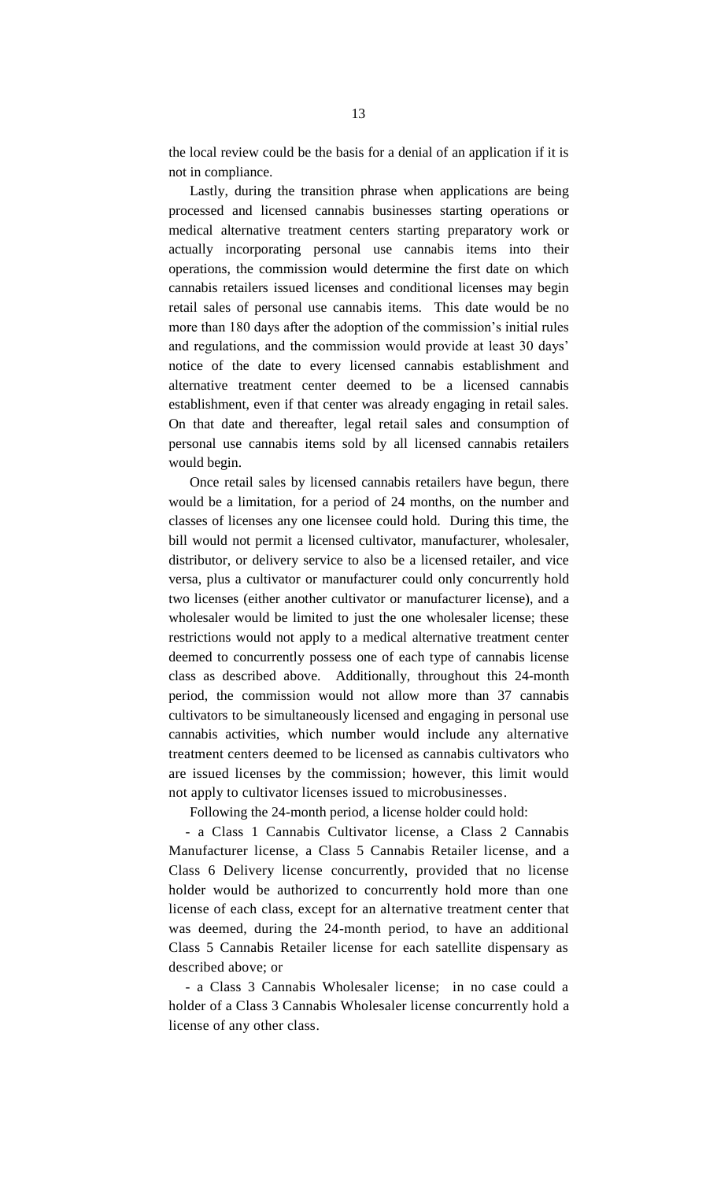the local review could be the basis for a denial of an application if it is not in compliance.

Lastly, during the transition phrase when applications are being processed and licensed cannabis businesses starting operations or medical alternative treatment centers starting preparatory work or actually incorporating personal use cannabis items into their operations, the commission would determine the first date on which cannabis retailers issued licenses and conditional licenses may begin retail sales of personal use cannabis items. This date would be no more than 180 days after the adoption of the commission's initial rules and regulations, and the commission would provide at least 30 days' notice of the date to every licensed cannabis establishment and alternative treatment center deemed to be a licensed cannabis establishment, even if that center was already engaging in retail sales. On that date and thereafter, legal retail sales and consumption of personal use cannabis items sold by all licensed cannabis retailers would begin.

Once retail sales by licensed cannabis retailers have begun, there would be a limitation, for a period of 24 months, on the number and classes of licenses any one licensee could hold. During this time, the bill would not permit a licensed cultivator, manufacturer, wholesaler, distributor, or delivery service to also be a licensed retailer, and vice versa, plus a cultivator or manufacturer could only concurrently hold two licenses (either another cultivator or manufacturer license), and a wholesaler would be limited to just the one wholesaler license; these restrictions would not apply to a medical alternative treatment center deemed to concurrently possess one of each type of cannabis license class as described above. Additionally, throughout this 24-month period, the commission would not allow more than 37 cannabis cultivators to be simultaneously licensed and engaging in personal use cannabis activities, which number would include any alternative treatment centers deemed to be licensed as cannabis cultivators who are issued licenses by the commission; however, this limit would not apply to cultivator licenses issued to microbusinesses.

Following the 24-month period, a license holder could hold:

- a Class 1 Cannabis Cultivator license, a Class 2 Cannabis Manufacturer license, a Class 5 Cannabis Retailer license, and a Class 6 Delivery license concurrently, provided that no license holder would be authorized to concurrently hold more than one license of each class, except for an alternative treatment center that was deemed, during the 24-month period, to have an additional Class 5 Cannabis Retailer license for each satellite dispensary as described above; or

- a Class 3 Cannabis Wholesaler license; in no case could a holder of a Class 3 Cannabis Wholesaler license concurrently hold a license of any other class.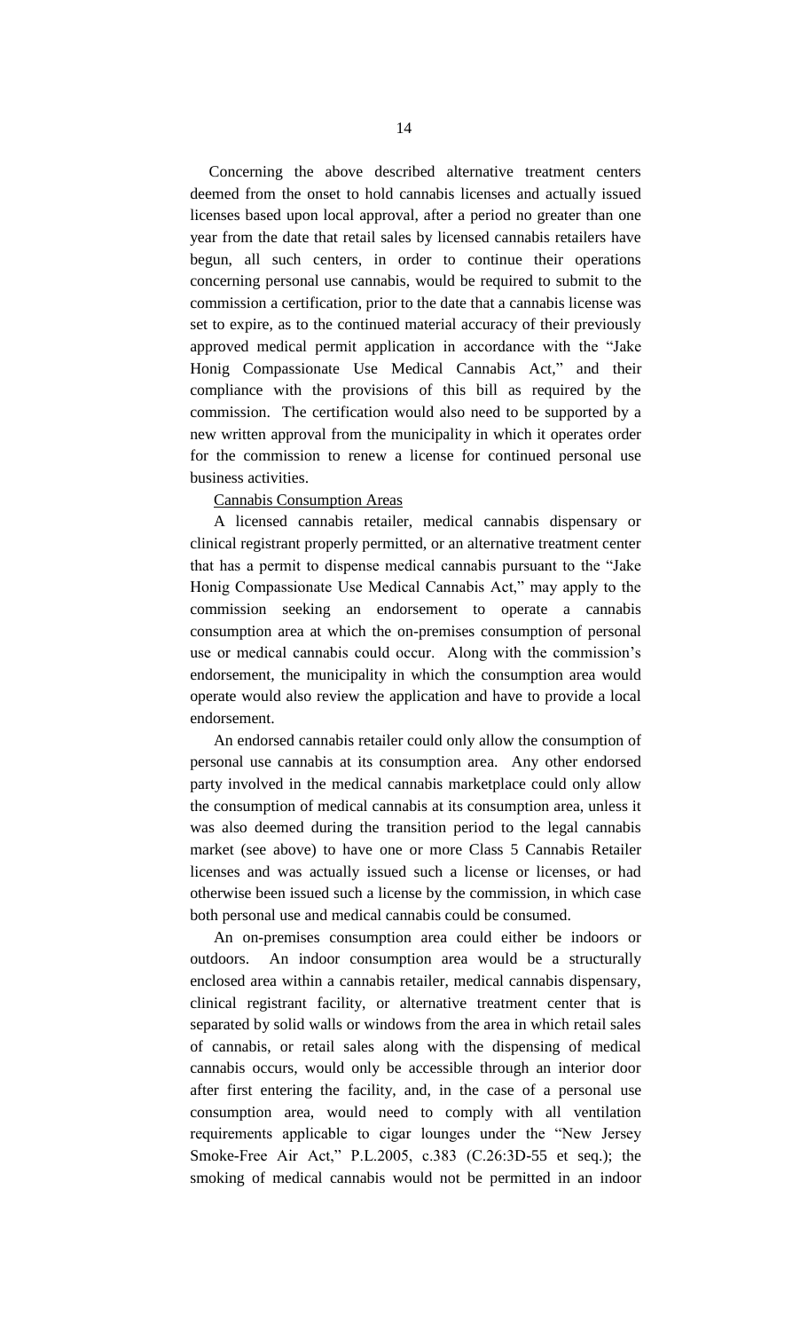Concerning the above described alternative treatment centers deemed from the onset to hold cannabis licenses and actually issued licenses based upon local approval, after a period no greater than one year from the date that retail sales by licensed cannabis retailers have begun, all such centers, in order to continue their operations concerning personal use cannabis, would be required to submit to the commission a certification, prior to the date that a cannabis license was set to expire, as to the continued material accuracy of their previously approved medical permit application in accordance with the "Jake Honig Compassionate Use Medical Cannabis Act," and their compliance with the provisions of this bill as required by the commission. The certification would also need to be supported by a new written approval from the municipality in which it operates order for the commission to renew a license for continued personal use business activities.

Cannabis Consumption Areas

A licensed cannabis retailer, medical cannabis dispensary or clinical registrant properly permitted, or an alternative treatment center that has a permit to dispense medical cannabis pursuant to the "Jake Honig Compassionate Use Medical Cannabis Act," may apply to the commission seeking an endorsement to operate a cannabis consumption area at which the on-premises consumption of personal use or medical cannabis could occur. Along with the commission's endorsement, the municipality in which the consumption area would operate would also review the application and have to provide a local endorsement.

An endorsed cannabis retailer could only allow the consumption of personal use cannabis at its consumption area. Any other endorsed party involved in the medical cannabis marketplace could only allow the consumption of medical cannabis at its consumption area, unless it was also deemed during the transition period to the legal cannabis market (see above) to have one or more Class 5 Cannabis Retailer licenses and was actually issued such a license or licenses, or had otherwise been issued such a license by the commission, in which case both personal use and medical cannabis could be consumed.

An on-premises consumption area could either be indoors or outdoors. An indoor consumption area would be a structurally enclosed area within a cannabis retailer, medical cannabis dispensary, clinical registrant facility, or alternative treatment center that is separated by solid walls or windows from the area in which retail sales of cannabis, or retail sales along with the dispensing of medical cannabis occurs, would only be accessible through an interior door after first entering the facility, and, in the case of a personal use consumption area, would need to comply with all ventilation requirements applicable to cigar lounges under the "New Jersey Smoke-Free Air Act," P.L.2005, c.383 (C.26:3D-55 et seq.); the smoking of medical cannabis would not be permitted in an indoor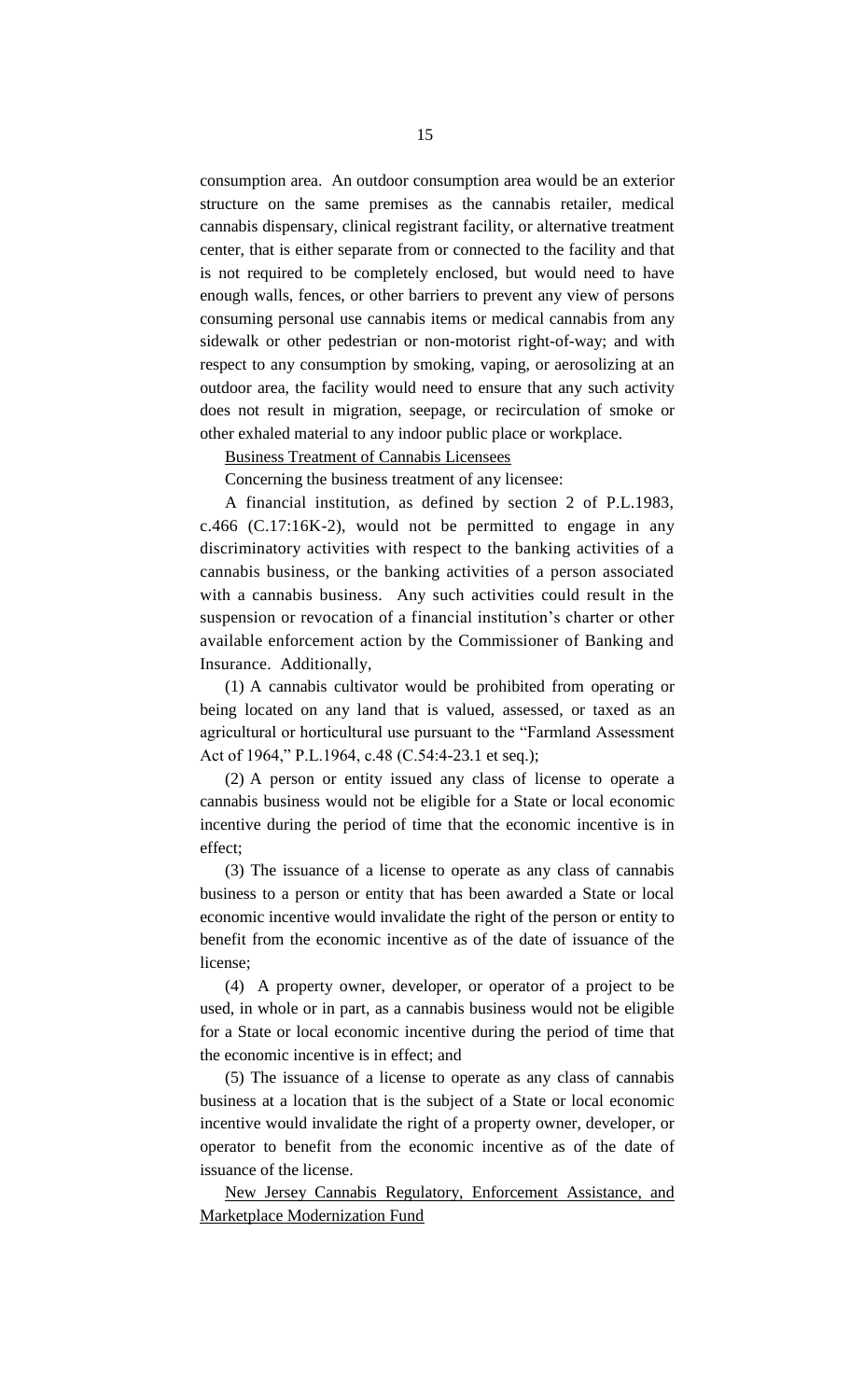consumption area. An outdoor consumption area would be an exterior structure on the same premises as the cannabis retailer, medical cannabis dispensary, clinical registrant facility, or alternative treatment center, that is either separate from or connected to the facility and that is not required to be completely enclosed, but would need to have enough walls, fences, or other barriers to prevent any view of persons consuming personal use cannabis items or medical cannabis from any sidewalk or other pedestrian or non-motorist right-of-way; and with respect to any consumption by smoking, vaping, or aerosolizing at an outdoor area, the facility would need to ensure that any such activity does not result in migration, seepage, or recirculation of smoke or other exhaled material to any indoor public place or workplace.

Business Treatment of Cannabis Licensees

Concerning the business treatment of any licensee:

A financial institution, as defined by section 2 of P.L.1983, c.466 (C.17:16K-2), would not be permitted to engage in any discriminatory activities with respect to the banking activities of a cannabis business, or the banking activities of a person associated with a cannabis business. Any such activities could result in the suspension or revocation of a financial institution's charter or other available enforcement action by the Commissioner of Banking and Insurance. Additionally,

(1) A cannabis cultivator would be prohibited from operating or being located on any land that is valued, assessed, or taxed as an agricultural or horticultural use pursuant to the "Farmland Assessment Act of 1964," P.L.1964, c.48 (C.54:4-23.1 et seq.);

(2) A person or entity issued any class of license to operate a cannabis business would not be eligible for a State or local economic incentive during the period of time that the economic incentive is in effect;

(3) The issuance of a license to operate as any class of cannabis business to a person or entity that has been awarded a State or local economic incentive would invalidate the right of the person or entity to benefit from the economic incentive as of the date of issuance of the license;

(4) A property owner, developer, or operator of a project to be used, in whole or in part, as a cannabis business would not be eligible for a State or local economic incentive during the period of time that the economic incentive is in effect; and

(5) The issuance of a license to operate as any class of cannabis business at a location that is the subject of a State or local economic incentive would invalidate the right of a property owner, developer, or operator to benefit from the economic incentive as of the date of issuance of the license.

New Jersey Cannabis Regulatory, Enforcement Assistance, and Marketplace Modernization Fund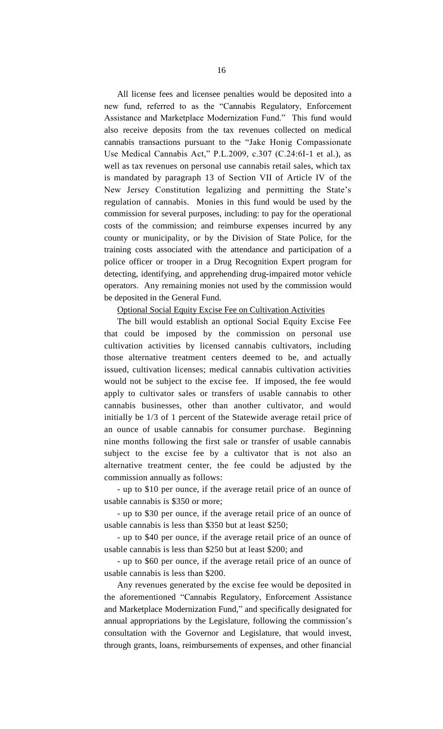All license fees and licensee penalties would be deposited into a new fund, referred to as the "Cannabis Regulatory, Enforcement Assistance and Marketplace Modernization Fund." This fund would also receive deposits from the tax revenues collected on medical cannabis transactions pursuant to the "Jake Honig Compassionate Use Medical Cannabis Act," P.L.2009, c.307 (C.24:6I-1 et al.), as well as tax revenues on personal use cannabis retail sales, which tax is mandated by paragraph 13 of Section VII of Article IV of the New Jersey Constitution legalizing and permitting the State's regulation of cannabis. Monies in this fund would be used by the commission for several purposes, including: to pay for the operational costs of the commission; and reimburse expenses incurred by any county or municipality, or by the Division of State Police, for the training costs associated with the attendance and participation of a police officer or trooper in a Drug Recognition Expert program for detecting, identifying, and apprehending drug-impaired motor vehicle operators. Any remaining monies not used by the commission would be deposited in the General Fund.

Optional Social Equity Excise Fee on Cultivation Activities

The bill would establish an optional Social Equity Excise Fee that could be imposed by the commission on personal use cultivation activities by licensed cannabis cultivators, including those alternative treatment centers deemed to be, and actually issued, cultivation licenses; medical cannabis cultivation activities would not be subject to the excise fee. If imposed, the fee would apply to cultivator sales or transfers of usable cannabis to other cannabis businesses, other than another cultivator, and would initially be 1/3 of 1 percent of the Statewide average retail price of an ounce of usable cannabis for consumer purchase. Beginning nine months following the first sale or transfer of usable cannabis subject to the excise fee by a cultivator that is not also an alternative treatment center, the fee could be adjusted by the commission annually as follows:

- up to $10 per ounce, if the average retail price of an ounce of usable cannabis is $350 or more;

- up to $30 per ounce, if the average retail price of an ounce of usable cannabis is less than $350 but at least $250;

- up to $40 per ounce, if the average retail price of an ounce of usable cannabis is less than $250 but at least $200; and

- up to $60 per ounce, if the average retail price of an ounce of usable cannabis is less than $200.

Any revenues generated by the excise fee would be deposited in the aforementioned "Cannabis Regulatory, Enforcement Assistance and Marketplace Modernization Fund," and specifically designated for annual appropriations by the Legislature, following the commission's consultation with the Governor and Legislature, that would invest, through grants, loans, reimbursements of expenses, and other financial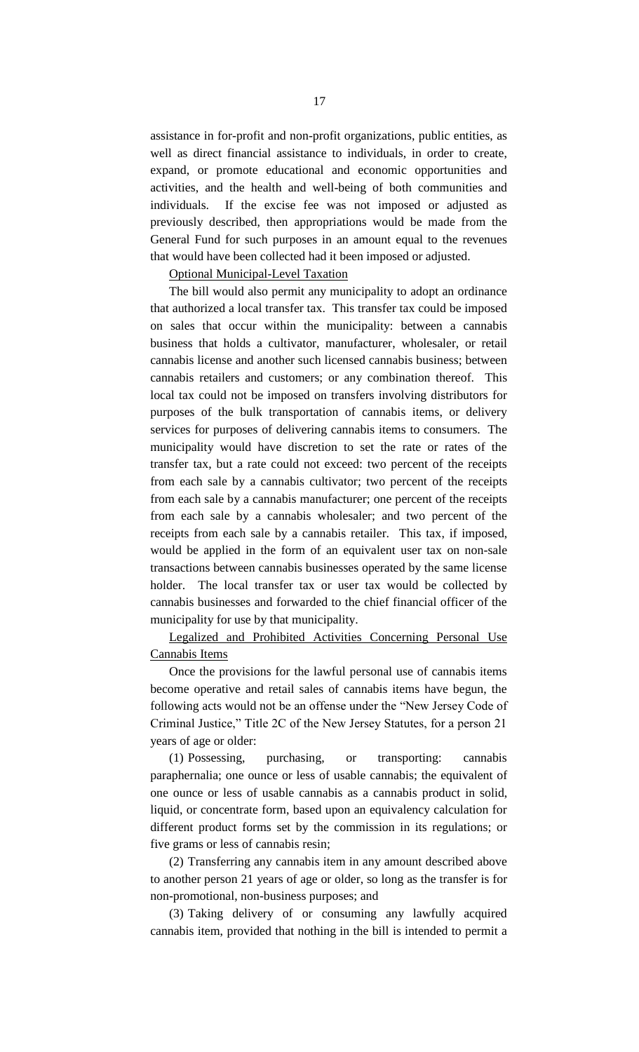assistance in for-profit and non-profit organizations, public entities, as well as direct financial assistance to individuals, in order to create, expand, or promote educational and economic opportunities and activities, and the health and well-being of both communities and individuals. If the excise fee was not imposed or adjusted as previously described, then appropriations would be made from the General Fund for such purposes in an amount equal to the revenues that would have been collected had it been imposed or adjusted.

Optional Municipal-Level Taxation

The bill would also permit any municipality to adopt an ordinance that authorized a local transfer tax. This transfer tax could be imposed on sales that occur within the municipality: between a cannabis business that holds a cultivator, manufacturer, wholesaler, or retail cannabis license and another such licensed cannabis business; between cannabis retailers and customers; or any combination thereof. This local tax could not be imposed on transfers involving distributors for purposes of the bulk transportation of cannabis items, or delivery services for purposes of delivering cannabis items to consumers. The municipality would have discretion to set the rate or rates of the transfer tax, but a rate could not exceed: two percent of the receipts from each sale by a cannabis cultivator; two percent of the receipts from each sale by a cannabis manufacturer; one percent of the receipts from each sale by a cannabis wholesaler; and two percent of the receipts from each sale by a cannabis retailer. This tax, if imposed, would be applied in the form of an equivalent user tax on non-sale transactions between cannabis businesses operated by the same license holder. The local transfer tax or user tax would be collected by cannabis businesses and forwarded to the chief financial officer of the municipality for use by that municipality.

Legalized and Prohibited Activities Concerning Personal Use Cannabis Items

Once the provisions for the lawful personal use of cannabis items become operative and retail sales of cannabis items have begun, the following acts would not be an offense under the "New Jersey Code of Criminal Justice," Title 2C of the New Jersey Statutes, for a person 21 years of age or older:

(1) Possessing, purchasing, or transporting: cannabis paraphernalia; one ounce or less of usable cannabis; the equivalent of one ounce or less of usable cannabis as a cannabis product in solid, liquid, or concentrate form, based upon an equivalency calculation for different product forms set by the commission in its regulations; or five grams or less of cannabis resin;

(2) Transferring any cannabis item in any amount described above to another person 21 years of age or older, so long as the transfer is for non-promotional, non-business purposes; and

(3) Taking delivery of or consuming any lawfully acquired cannabis item, provided that nothing in the bill is intended to permit a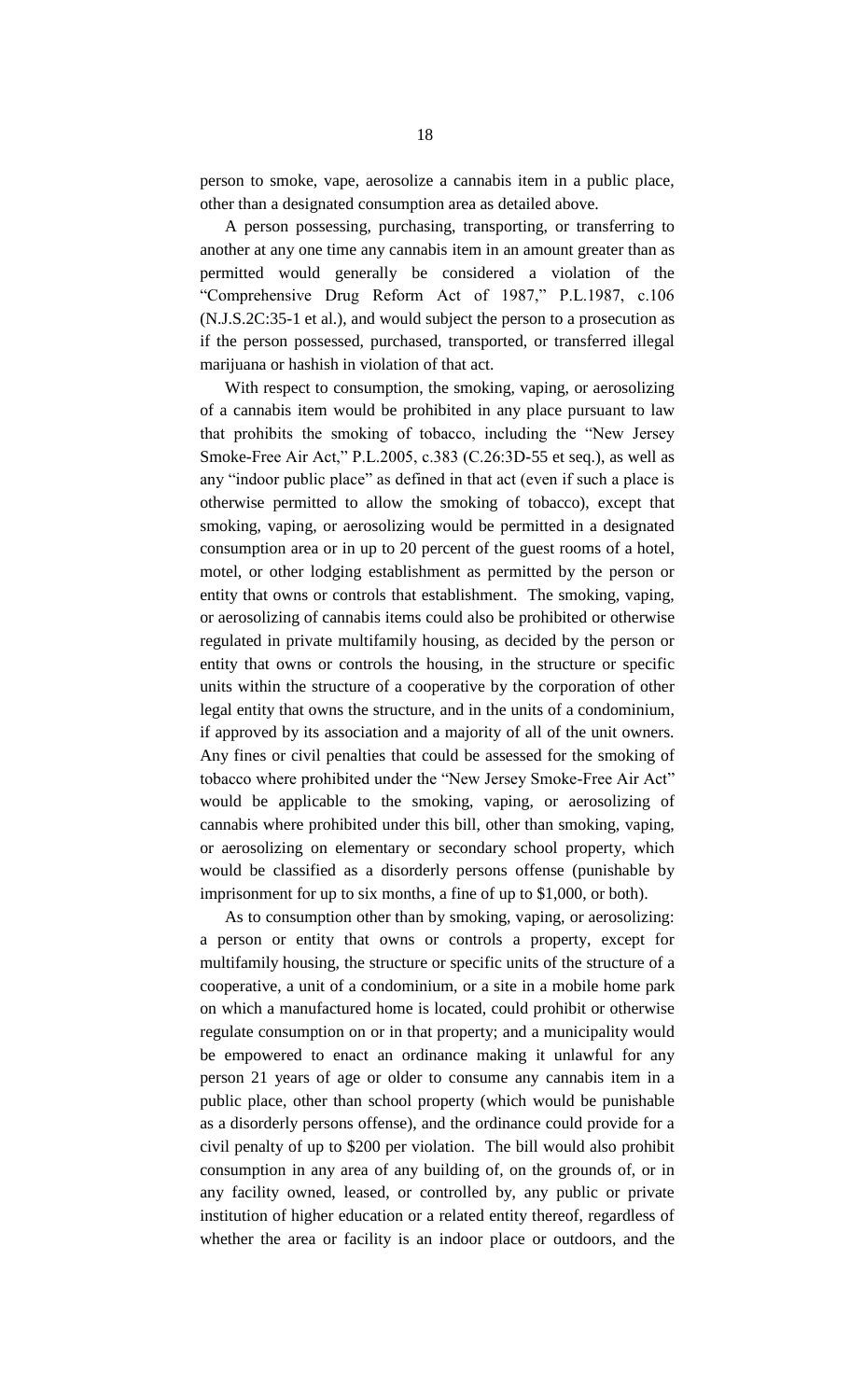person to smoke, vape, aerosolize a cannabis item in a public place, other than a designated consumption area as detailed above.

A person possessing, purchasing, transporting, or transferring to another at any one time any cannabis item in an amount greater than as permitted would generally be considered a violation of the "Comprehensive Drug Reform Act of 1987," P.L.1987, c.106 (N.J.S.2C:35-1 et al.), and would subject the person to a prosecution as if the person possessed, purchased, transported, or transferred illegal marijuana or hashish in violation of that act.

With respect to consumption, the smoking, vaping, or aerosolizing of a cannabis item would be prohibited in any place pursuant to law that prohibits the smoking of tobacco, including the "New Jersey Smoke-Free Air Act," P.L.2005, c.383 (C.26:3D-55 et seq.), as well as any "indoor public place" as defined in that act (even if such a place is otherwise permitted to allow the smoking of tobacco), except that smoking, vaping, or aerosolizing would be permitted in a designated consumption area or in up to 20 percent of the guest rooms of a hotel, motel, or other lodging establishment as permitted by the person or entity that owns or controls that establishment. The smoking, vaping, or aerosolizing of cannabis items could also be prohibited or otherwise regulated in private multifamily housing, as decided by the person or entity that owns or controls the housing, in the structure or specific units within the structure of a cooperative by the corporation of other legal entity that owns the structure, and in the units of a condominium, if approved by its association and a majority of all of the unit owners. Any fines or civil penalties that could be assessed for the smoking of tobacco where prohibited under the "New Jersey Smoke-Free Air Act" would be applicable to the smoking, vaping, or aerosolizing of cannabis where prohibited under this bill, other than smoking, vaping, or aerosolizing on elementary or secondary school property, which would be classified as a disorderly persons offense (punishable by imprisonment for up to six months, a fine of up to $1,000, or both).

As to consumption other than by smoking, vaping, or aerosolizing: a person or entity that owns or controls a property, except for multifamily housing, the structure or specific units of the structure of a cooperative, a unit of a condominium, or a site in a mobile home park on which a manufactured home is located, could prohibit or otherwise regulate consumption on or in that property; and a municipality would be empowered to enact an ordinance making it unlawful for any person 21 years of age or older to consume any cannabis item in a public place, other than school property (which would be punishable as a disorderly persons offense), and the ordinance could provide for a civil penalty of up to $200 per violation. The bill would also prohibit consumption in any area of any building of, on the grounds of, or in any facility owned, leased, or controlled by, any public or private institution of higher education or a related entity thereof, regardless of whether the area or facility is an indoor place or outdoors, and the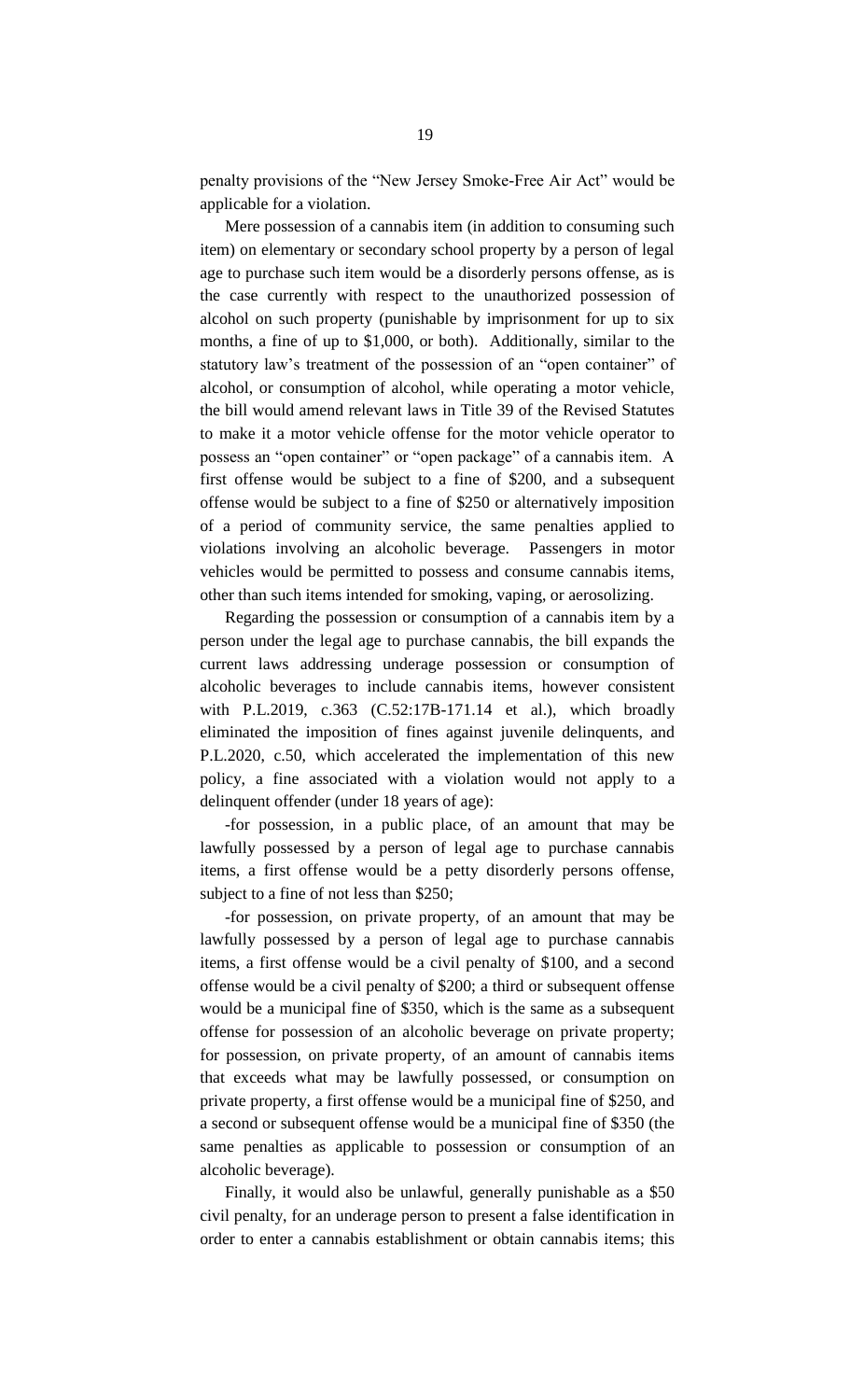penalty provisions of the "New Jersey Smoke-Free Air Act" would be applicable for a violation.

Mere possession of a cannabis item (in addition to consuming such item) on elementary or secondary school property by a person of legal age to purchase such item would be a disorderly persons offense, as is the case currently with respect to the unauthorized possession of alcohol on such property (punishable by imprisonment for up to six months, a fine of up to $1,000, or both). Additionally, similar to the statutory law's treatment of the possession of an "open container" of alcohol, or consumption of alcohol, while operating a motor vehicle, the bill would amend relevant laws in Title 39 of the Revised Statutes to make it a motor vehicle offense for the motor vehicle operator to possess an "open container" or "open package" of a cannabis item. A first offense would be subject to a fine of $200, and a subsequent offense would be subject to a fine of $250 or alternatively imposition of a period of community service, the same penalties applied to violations involving an alcoholic beverage. Passengers in motor vehicles would be permitted to possess and consume cannabis items, other than such items intended for smoking, vaping, or aerosolizing.

Regarding the possession or consumption of a cannabis item by a person under the legal age to purchase cannabis, the bill expands the current laws addressing underage possession or consumption of alcoholic beverages to include cannabis items, however consistent with P.L.2019, c.363 (C.52:17B-171.14 et al.), which broadly eliminated the imposition of fines against juvenile delinquents, and P.L.2020, c.50, which accelerated the implementation of this new policy, a fine associated with a violation would not apply to a delinquent offender (under 18 years of age):

-for possession, in a public place, of an amount that may be lawfully possessed by a person of legal age to purchase cannabis items, a first offense would be a petty disorderly persons offense, subject to a fine of not less than $250;

-for possession, on private property, of an amount that may be lawfully possessed by a person of legal age to purchase cannabis items, a first offense would be a civil penalty of $100, and a second offense would be a civil penalty of $200; a third or subsequent offense would be a municipal fine of $350, which is the same as a subsequent offense for possession of an alcoholic beverage on private property; for possession, on private property, of an amount of cannabis items that exceeds what may be lawfully possessed, or consumption on private property, a first offense would be a municipal fine of $250, and a second or subsequent offense would be a municipal fine of $350 (the same penalties as applicable to possession or consumption of an alcoholic beverage).

Finally, it would also be unlawful, generally punishable as a $50 civil penalty, for an underage person to present a false identification in order to enter a cannabis establishment or obtain cannabis items; this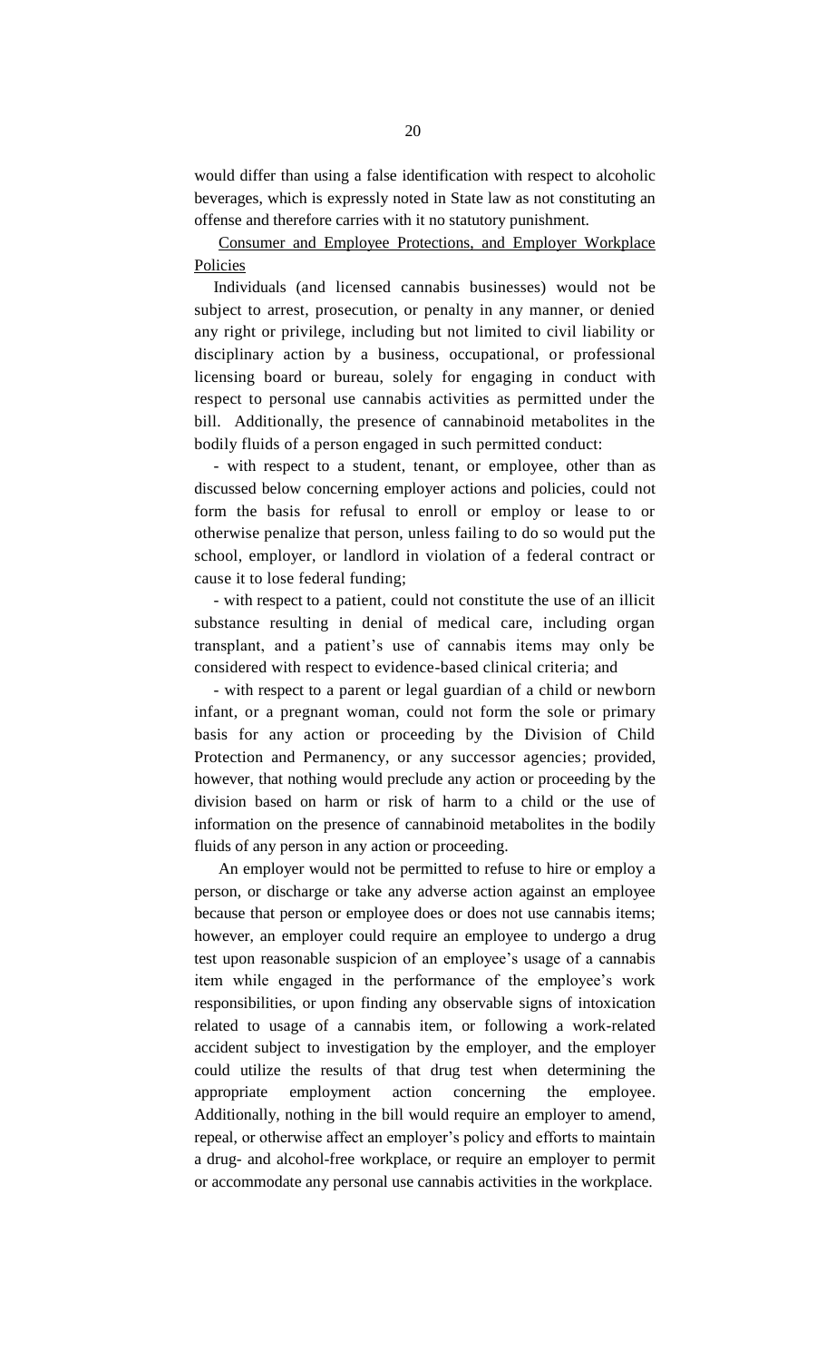would differ than using a false identification with respect to alcoholic beverages, which is expressly noted in State law as not constituting an offense and therefore carries with it no statutory punishment.

<u>Consumer and Employee Protections, and Employer Workplace Policies</u>

Individuals (and licensed cannabis businesses) would not be subject to arrest, prosecution, or penalty in any manner, or denied any right or privilege, including but not limited to civil liability or disciplinary action by a business, occupational, or professional licensing board or bureau, solely for engaging in conduct with respect to personal use cannabis activities as permitted under the bill. Additionally, the presence of cannabinoid metabolites in the bodily fluids of a person engaged in such permitted conduct:

- with respect to a student, tenant, or employee, other than as discussed below concerning employer actions and policies, could not form the basis for refusal to enroll or employ or lease to or otherwise penalize that person, unless failing to do so would put the school, employer, or landlord in violation of a federal contract or cause it to lose federal funding;

- with respect to a patient, could not constitute the use of an illicit substance resulting in denial of medical care, including organ transplant, and a patient's use of cannabis items may only be considered with respect to evidence-based clinical criteria; and

- with respect to a parent or legal guardian of a child or newborn infant, or a pregnant woman, could not form the sole or primary basis for any action or proceeding by the Division of Child Protection and Permanency, or any successor agencies; provided, however, that nothing would preclude any action or proceeding by the division based on harm or risk of harm to a child or the use of information on the presence of cannabinoid metabolites in the bodily fluids of any person in any action or proceeding.

An employer would not be permitted to refuse to hire or employ a person, or discharge or take any adverse action against an employee because that person or employee does or does not use cannabis items; however, an employer could require an employee to undergo a drug test upon reasonable suspicion of an employee's usage of a cannabis item while engaged in the performance of the employee's work responsibilities, or upon finding any observable signs of intoxication related to usage of a cannabis item, or following a work-related accident subject to investigation by the employer, and the employer could utilize the results of that drug test when determining the appropriate employment action concerning the employee. Additionally, nothing in the bill would require an employer to amend, repeal, or otherwise affect an employer's policy and efforts to maintain a drug- and alcohol-free workplace, or require an employer to permit or accommodate any personal use cannabis activities in the workplace.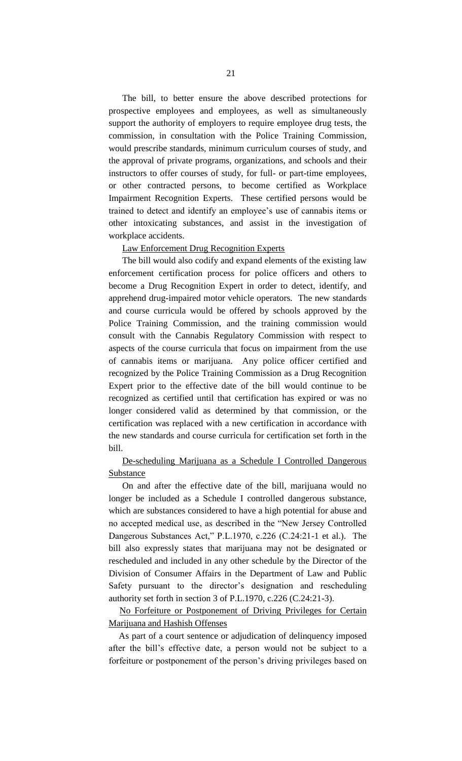The bill, to better ensure the above described protections for prospective employees and employees, as well as simultaneously support the authority of employers to require employee drug tests, the commission, in consultation with the Police Training Commission, would prescribe standards, minimum curriculum courses of study, and the approval of private programs, organizations, and schools and their instructors to offer courses of study, for full- or part-time employees, or other contracted persons, to become certified as Workplace Impairment Recognition Experts. These certified persons would be trained to detect and identify an employee's use of cannabis items or other intoxicating substances, and assist in the investigation of workplace accidents.

<u>Law Enforcement Drug Recognition Experts</u>

The bill would also codify and expand elements of the existing law enforcement certification process for police officers and others to become a Drug Recognition Expert in order to detect, identify, and apprehend drug-impaired motor vehicle operators. The new standards and course curricula would be offered by schools approved by the Police Training Commission, and the training commission would consult with the Cannabis Regulatory Commission with respect to aspects of the course curricula that focus on impairment from the use of cannabis items or marijuana. Any police officer certified and recognized by the Police Training Commission as a Drug Recognition Expert prior to the effective date of the bill would continue to be recognized as certified until that certification has expired or was no longer considered valid as determined by that commission, or the certification was replaced with a new certification in accordance with the new standards and course curricula for certification set forth in the bill.

<u>De-scheduling Marijuana as a Schedule I Controlled Dangerous Substance</u>

On and after the effective date of the bill, marijuana would no longer be included as a Schedule I controlled dangerous substance, which are substances considered to have a high potential for abuse and no accepted medical use, as described in the "New Jersey Controlled Dangerous Substances Act," P.L.1970, c.226 (C.24:21-1 et al.). The bill also expressly states that marijuana may not be designated or rescheduled and included in any other schedule by the Director of the Division of Consumer Affairs in the Department of Law and Public Safety pursuant to the director's designation and rescheduling authority set forth in section 3 of P.L.1970, c.226 (C.24:21-3).

<u>No Forfeiture or Postponement of Driving Privileges for Certain Marijuana and Hashish Offenses</u>

As part of a court sentence or adjudication of delinquency imposed after the bill's effective date, a person would not be subject to a forfeiture or postponement of the person's driving privileges based on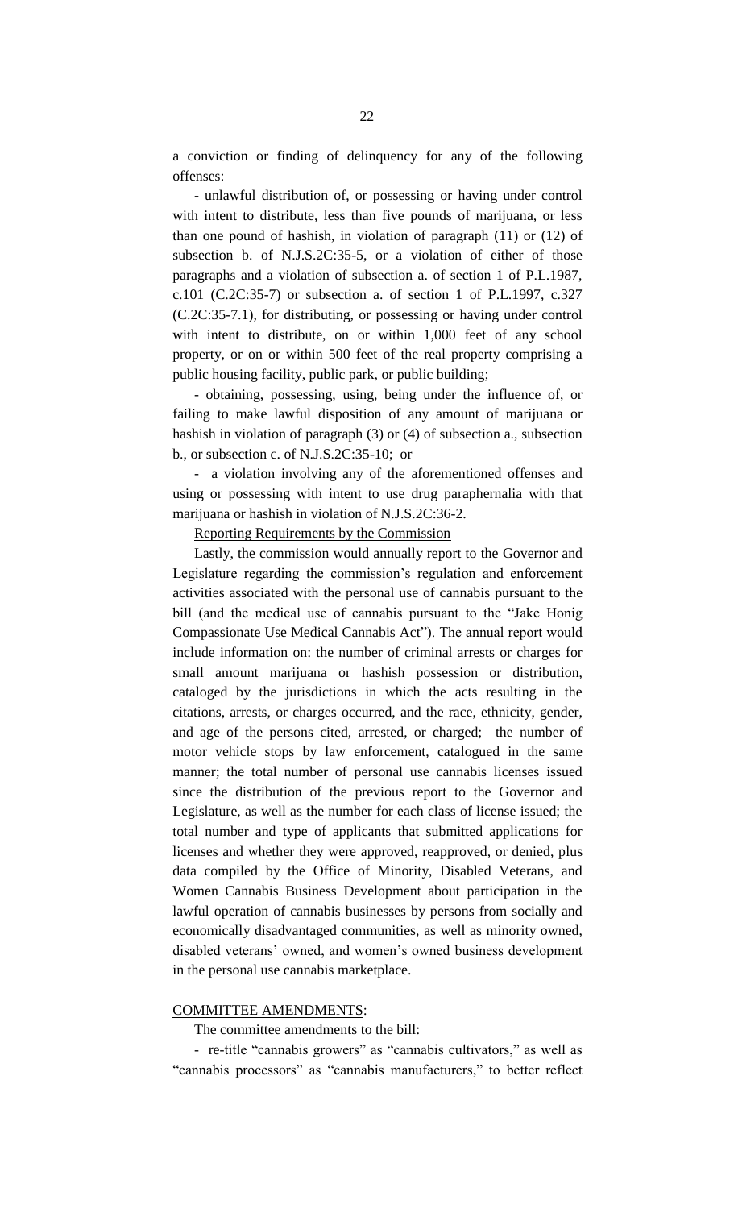a conviction or finding of delinquency for any of the following offenses:

- unlawful distribution of, or possessing or having under control with intent to distribute, less than five pounds of marijuana, or less than one pound of hashish, in violation of paragraph (11) or (12) of subsection b. of N.J.S.2C:35-5, or a violation of either of those paragraphs and a violation of subsection a. of section 1 of P.L.1987, c.101 (C.2C:35-7) or subsection a. of section 1 of P.L.1997, c.327 (C.2C:35-7.1), for distributing, or possessing or having under control with intent to distribute, on or within 1,000 feet of any school property, or on or within 500 feet of the real property comprising a public housing facility, public park, or public building;

- obtaining, possessing, using, being under the influence of, or failing to make lawful disposition of any amount of marijuana or hashish in violation of paragraph (3) or (4) of subsection a., subsection b., or subsection c. of N.J.S.2C:35-10; or

- a violation involving any of the aforementioned offenses and using or possessing with intent to use drug paraphernalia with that marijuana or hashish in violation of N.J.S.2C:36-2.

Reporting Requirements by the Commission

Lastly, the commission would annually report to the Governor and Legislature regarding the commission's regulation and enforcement activities associated with the personal use of cannabis pursuant to the bill (and the medical use of cannabis pursuant to the "Jake Honig Compassionate Use Medical Cannabis Act"). The annual report would include information on: the number of criminal arrests or charges for small amount marijuana or hashish possession or distribution, cataloged by the jurisdictions in which the acts resulting in the citations, arrests, or charges occurred, and the race, ethnicity, gender, and age of the persons cited, arrested, or charged; the number of motor vehicle stops by law enforcement, catalogued in the same manner; the total number of personal use cannabis licenses issued since the distribution of the previous report to the Governor and Legislature, as well as the number for each class of license issued; the total number and type of applicants that submitted applications for licenses and whether they were approved, reapproved, or denied, plus data compiled by the Office of Minority, Disabled Veterans, and Women Cannabis Business Development about participation in the lawful operation of cannabis businesses by persons from socially and economically disadvantaged communities, as well as minority owned, disabled veterans' owned, and women's owned business development in the personal use cannabis marketplace.

COMMITTEE AMENDMENTS:

The committee amendments to the bill:

- re-title "cannabis growers" as "cannabis cultivators," as well as "cannabis processors" as "cannabis manufacturers," to better reflect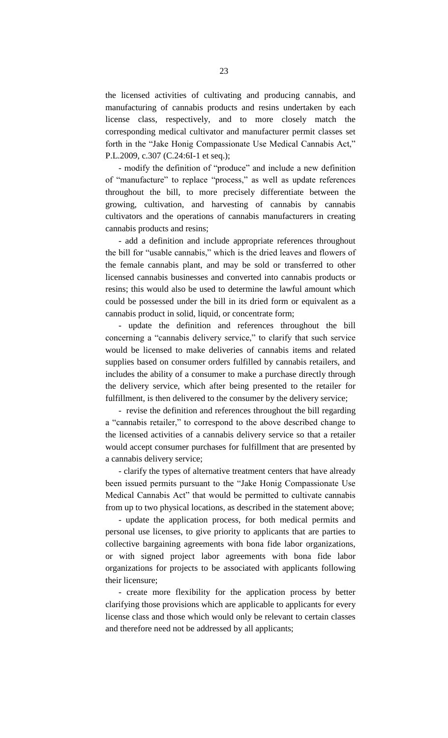the licensed activities of cultivating and producing cannabis, and manufacturing of cannabis products and resins undertaken by each license class, respectively, and to more closely match the corresponding medical cultivator and manufacturer permit classes set forth in the "Jake Honig Compassionate Use Medical Cannabis Act," P.L.2009, c.307 (C.24:6I-1 et seq.);

- modify the definition of "produce" and include a new definition of "manufacture" to replace "process," as well as update references throughout the bill, to more precisely differentiate between the growing, cultivation, and harvesting of cannabis by cannabis cultivators and the operations of cannabis manufacturers in creating cannabis products and resins;

- add a definition and include appropriate references throughout the bill for "usable cannabis," which is the dried leaves and flowers of the female cannabis plant, and may be sold or transferred to other licensed cannabis businesses and converted into cannabis products or resins; this would also be used to determine the lawful amount which could be possessed under the bill in its dried form or equivalent as a cannabis product in solid, liquid, or concentrate form;

- update the definition and references throughout the bill concerning a "cannabis delivery service," to clarify that such service would be licensed to make deliveries of cannabis items and related supplies based on consumer orders fulfilled by cannabis retailers, and includes the ability of a consumer to make a purchase directly through the delivery service, which after being presented to the retailer for fulfillment, is then delivered to the consumer by the delivery service;

- revise the definition and references throughout the bill regarding a "cannabis retailer," to correspond to the above described change to the licensed activities of a cannabis delivery service so that a retailer would accept consumer purchases for fulfillment that are presented by a cannabis delivery service;

- clarify the types of alternative treatment centers that have already been issued permits pursuant to the "Jake Honig Compassionate Use Medical Cannabis Act" that would be permitted to cultivate cannabis from up to two physical locations, as described in the statement above;

- update the application process, for both medical permits and personal use licenses, to give priority to applicants that are parties to collective bargaining agreements with bona fide labor organizations, or with signed project labor agreements with bona fide labor organizations for projects to be associated with applicants following their licensure;

- create more flexibility for the application process by better clarifying those provisions which are applicable to applicants for every license class and those which would only be relevant to certain classes and therefore need not be addressed by all applicants;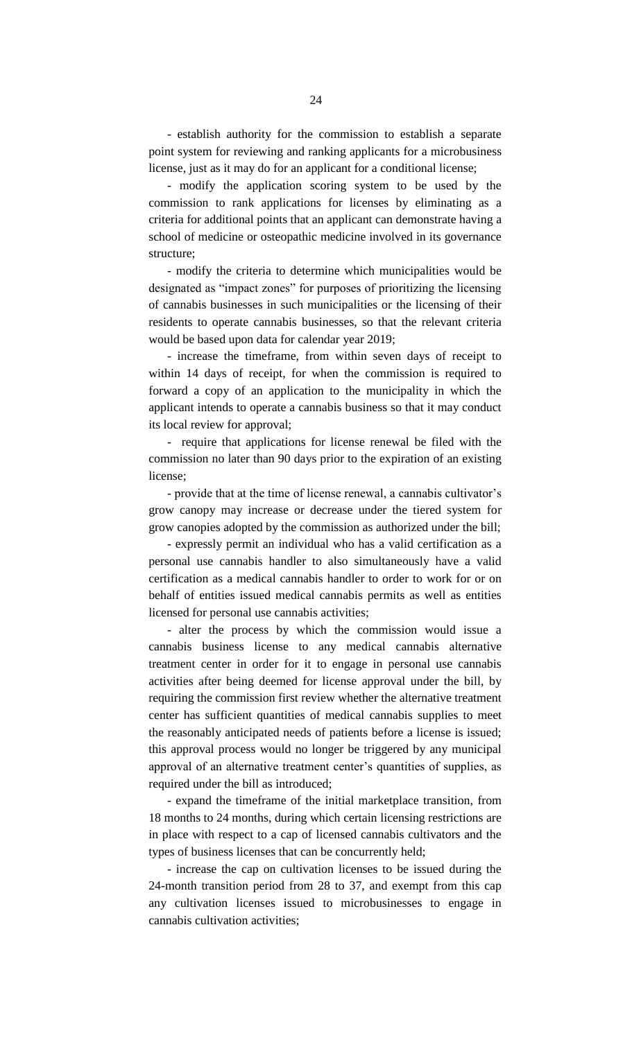- establish authority for the commission to establish a separate point system for reviewing and ranking applicants for a microbusiness license, just as it may do for an applicant for a conditional license;

- modify the application scoring system to be used by the commission to rank applications for licenses by eliminating as a criteria for additional points that an applicant can demonstrate having a school of medicine or osteopathic medicine involved in its governance structure;

- modify the criteria to determine which municipalities would be designated as "impact zones" for purposes of prioritizing the licensing of cannabis businesses in such municipalities or the licensing of their residents to operate cannabis businesses, so that the relevant criteria would be based upon data for calendar year 2019;

- increase the timeframe, from within seven days of receipt to within 14 days of receipt, for when the commission is required to forward a copy of an application to the municipality in which the applicant intends to operate a cannabis business so that it may conduct its local review for approval;

- require that applications for license renewal be filed with the commission no later than 90 days prior to the expiration of an existing license;

- provide that at the time of license renewal, a cannabis cultivator's grow canopy may increase or decrease under the tiered system for grow canopies adopted by the commission as authorized under the bill;

- expressly permit an individual who has a valid certification as a personal use cannabis handler to also simultaneously have a valid certification as a medical cannabis handler to order to work for or on behalf of entities issued medical cannabis permits as well as entities licensed for personal use cannabis activities;

- alter the process by which the commission would issue a cannabis business license to any medical cannabis alternative treatment center in order for it to engage in personal use cannabis activities after being deemed for license approval under the bill, by requiring the commission first review whether the alternative treatment center has sufficient quantities of medical cannabis supplies to meet the reasonably anticipated needs of patients before a license is issued; this approval process would no longer be triggered by any municipal approval of an alternative treatment center's quantities of supplies, as required under the bill as introduced;

- expand the timeframe of the initial marketplace transition, from 18 months to 24 months, during which certain licensing restrictions are in place with respect to a cap of licensed cannabis cultivators and the types of business licenses that can be concurrently held;

- increase the cap on cultivation licenses to be issued during the 24-month transition period from 28 to 37, and exempt from this cap any cultivation licenses issued to microbusinesses to engage in cannabis cultivation activities;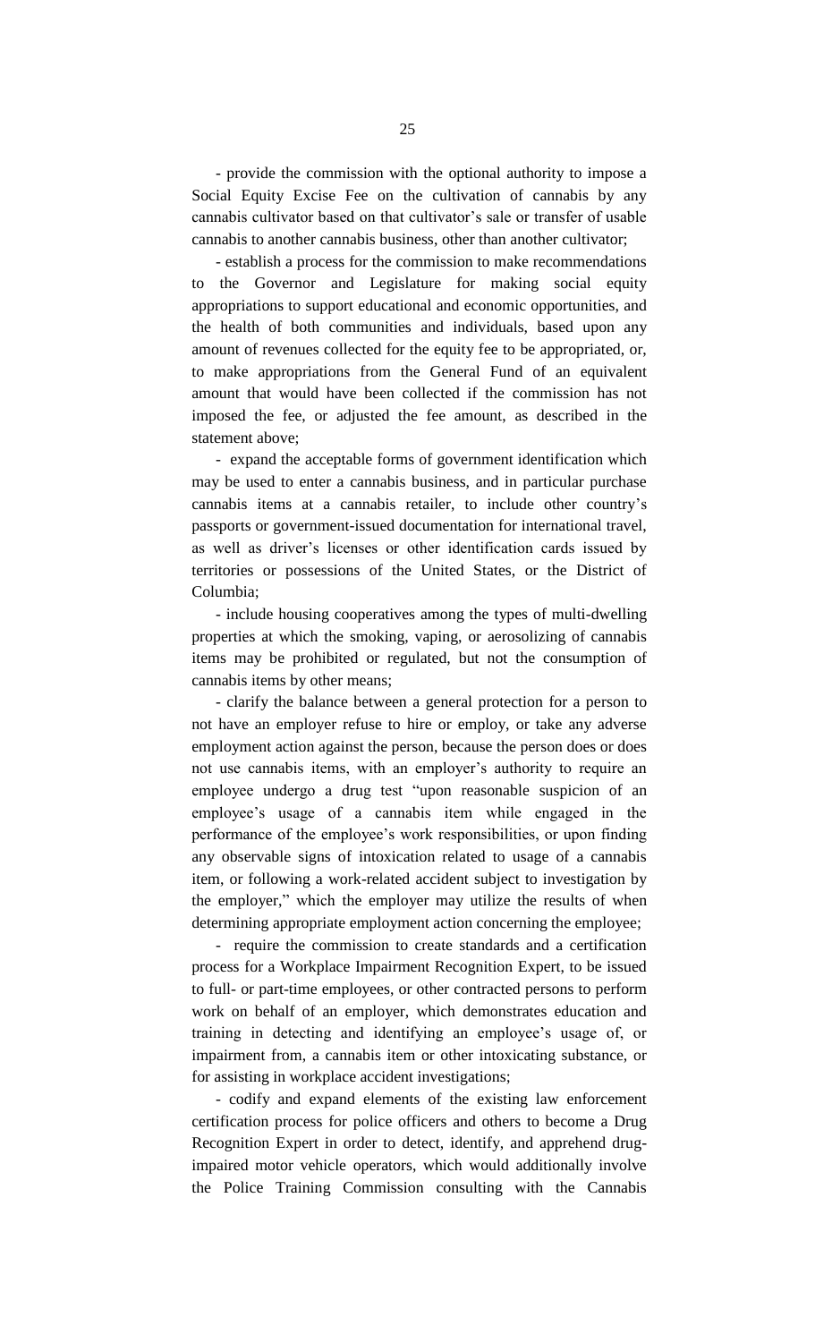- provide the commission with the optional authority to impose a Social Equity Excise Fee on the cultivation of cannabis by any cannabis cultivator based on that cultivator's sale or transfer of usable cannabis to another cannabis business, other than another cultivator;

- establish a process for the commission to make recommendations to the Governor and Legislature for making social equity appropriations to support educational and economic opportunities, and the health of both communities and individuals, based upon any amount of revenues collected for the equity fee to be appropriated, or, to make appropriations from the General Fund of an equivalent amount that would have been collected if the commission has not imposed the fee, or adjusted the fee amount, as described in the statement above;

- expand the acceptable forms of government identification which may be used to enter a cannabis business, and in particular purchase cannabis items at a cannabis retailer, to include other country's passports or government-issued documentation for international travel, as well as driver's licenses or other identification cards issued by territories or possessions of the United States, or the District of Columbia;

- include housing cooperatives among the types of multi-dwelling properties at which the smoking, vaping, or aerosolizing of cannabis items may be prohibited or regulated, but not the consumption of cannabis items by other means;

- clarify the balance between a general protection for a person to not have an employer refuse to hire or employ, or take any adverse employment action against the person, because the person does or does not use cannabis items, with an employer's authority to require an employee undergo a drug test "upon reasonable suspicion of an employee's usage of a cannabis item while engaged in the performance of the employee's work responsibilities, or upon finding any observable signs of intoxication related to usage of a cannabis item, or following a work-related accident subject to investigation by the employer," which the employer may utilize the results of when determining appropriate employment action concerning the employee;

- require the commission to create standards and a certification process for a Workplace Impairment Recognition Expert, to be issued to full- or part-time employees, or other contracted persons to perform work on behalf of an employer, which demonstrates education and training in detecting and identifying an employee's usage of, or impairment from, a cannabis item or other intoxicating substance, or for assisting in workplace accident investigations;

- codify and expand elements of the existing law enforcement certification process for police officers and others to become a Drug Recognition Expert in order to detect, identify, and apprehend drug-impaired motor vehicle operators, which would additionally involve the Police Training Commission consulting with the Cannabis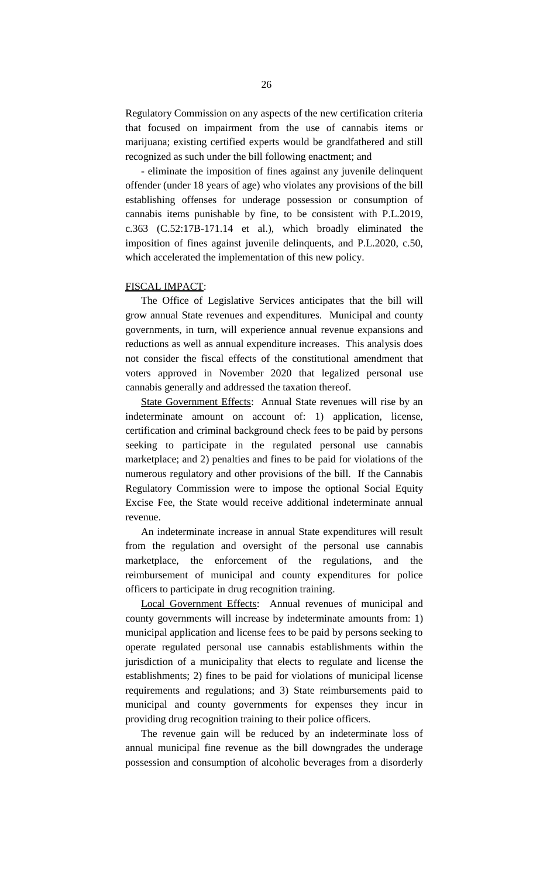Regulatory Commission on any aspects of the new certification criteria that focused on impairment from the use of cannabis items or marijuana; existing certified experts would be grandfathered and still recognized as such under the bill following enactment; and

- eliminate the imposition of fines against any juvenile delinquent offender (under 18 years of age) who violates any provisions of the bill establishing offenses for underage possession or consumption of cannabis items punishable by fine, to be consistent with P.L.2019, c.363 (C.52:17B-171.14 et al.), which broadly eliminated the imposition of fines against juvenile delinquents, and P.L.2020, c.50, which accelerated the implementation of this new policy.

<u>FISCAL IMPACT</u>:

The Office of Legislative Services anticipates that the bill will grow annual State revenues and expenditures. Municipal and county governments, in turn, will experience annual revenue expansions and reductions as well as annual expenditure increases. This analysis does not consider the fiscal effects of the constitutional amendment that voters approved in November 2020 that legalized personal use cannabis generally and addressed the taxation thereof.

<u>State Government Effects</u>: Annual State revenues will rise by an indeterminate amount on account of: 1) application, license, certification and criminal background check fees to be paid by persons seeking to participate in the regulated personal use cannabis marketplace; and 2) penalties and fines to be paid for violations of the numerous regulatory and other provisions of the bill. If the Cannabis Regulatory Commission were to impose the optional Social Equity Excise Fee, the State would receive additional indeterminate annual revenue.

An indeterminate increase in annual State expenditures will result from the regulation and oversight of the personal use cannabis marketplace, the enforcement of the regulations, and the reimbursement of municipal and county expenditures for police officers to participate in drug recognition training.

<u>Local Government Effects</u>: Annual revenues of municipal and county governments will increase by indeterminate amounts from: 1) municipal application and license fees to be paid by persons seeking to operate regulated personal use cannabis establishments within the jurisdiction of a municipality that elects to regulate and license the establishments; 2) fines to be paid for violations of municipal license requirements and regulations; and 3) State reimbursements paid to municipal and county governments for expenses they incur in providing drug recognition training to their police officers.

The revenue gain will be reduced by an indeterminate loss of annual municipal fine revenue as the bill downgrades the underage possession and consumption of alcoholic beverages from a disorderly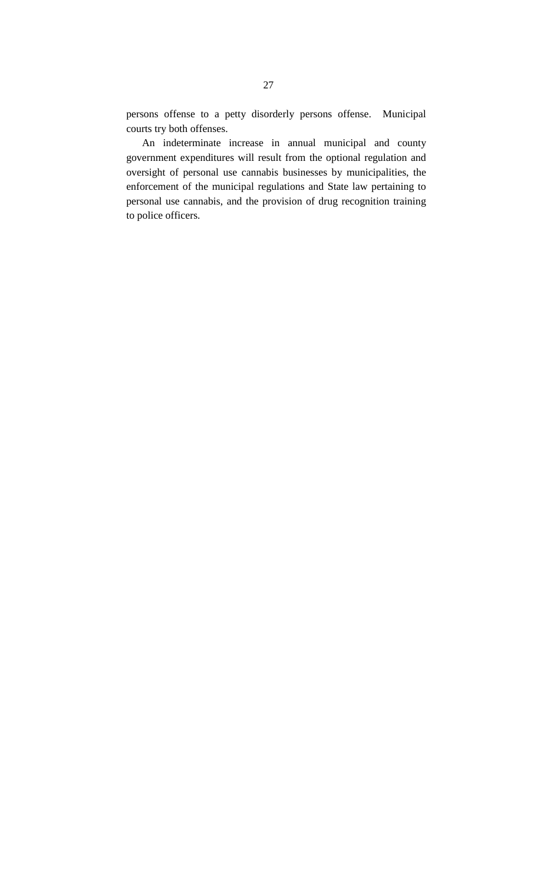persons offense to a petty disorderly persons offense. Municipal courts try both offenses.

An indeterminate increase in annual municipal and county government expenditures will result from the optional regulation and oversight of personal use cannabis businesses by municipalities, the enforcement of the municipal regulations and State law pertaining to personal use cannabis, and the provision of drug recognition training to police officers.